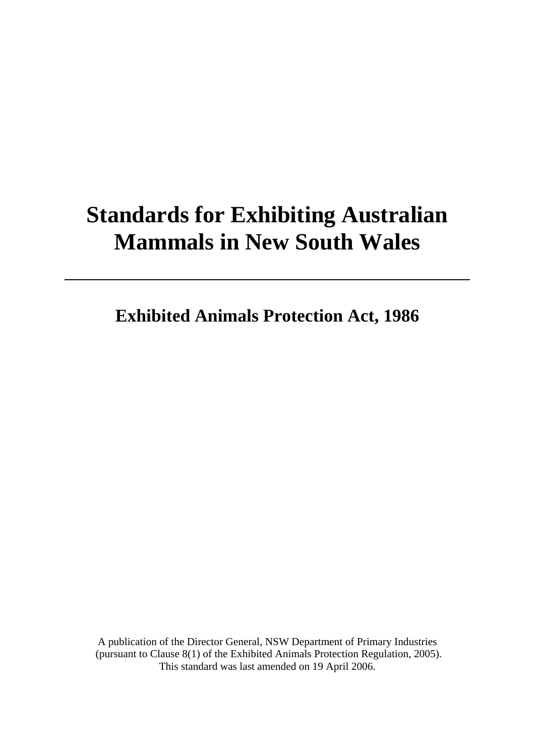# Standards for Exhibiting Australian Mammals in New South Wales

---

## Exhibited Animals Protection Act, 1986

A publication of the Director General, NSW Department of Primary Industries (pursuant to Clause 8(1) of the Exhibited Animals Protection Regulation, 2005). This standard was last amended on 19 April 2006.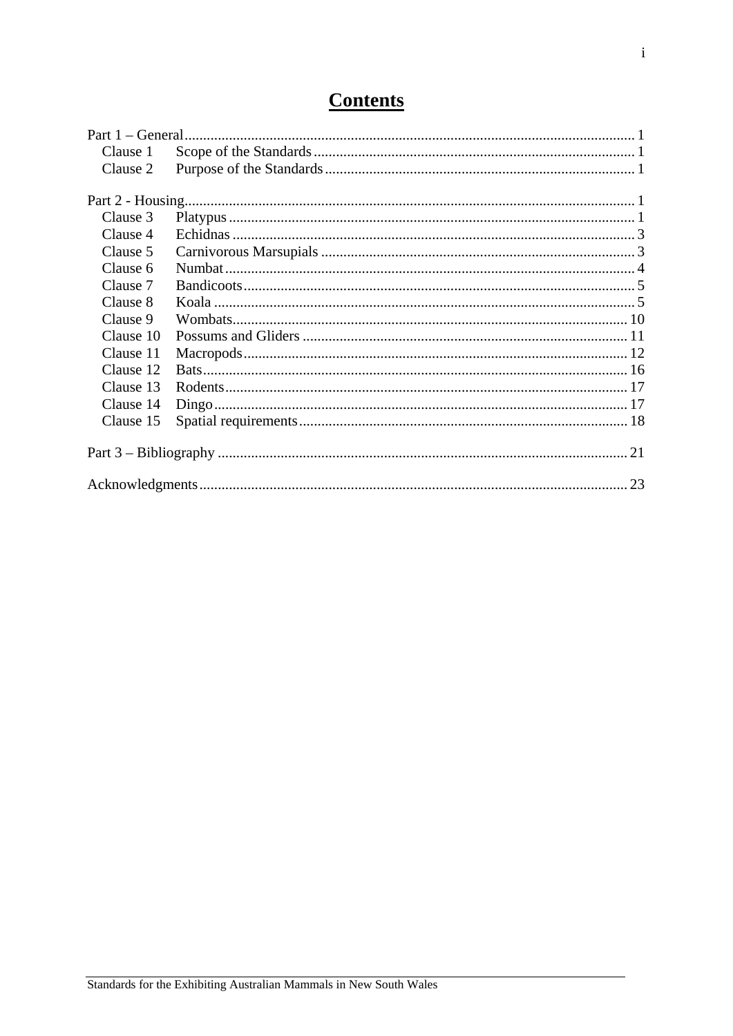# Contents

Part 1 – General ............ 1
- Clause 1 Scope of the Standards ............ 1
- Clause 2 Purpose of the Standards ............ 1

Part 2 - Housing ............ 1
- Clause 3 Platypus ............ 1
- Clause 4 Echidnas ............ 3
- Clause 5 Carnivorous Marsupials ............ 3
- Clause 6 Numbat ............ 4
- Clause 7 Bandicoots ............ 5
- Clause 8 Koala ............ 5
- Clause 9 Wombats ............ 10
- Clause 10 Possums and Gliders ............ 11
- Clause 11 Macropods ............ 12
- Clause 12 Bats ............ 16
- Clause 13 Rodents ............ 17
- Clause 14 Dingo ............ 17
- Clause 15 Spatial requirements ............ 18

Part 3 – Bibliography ............ 21

Acknowledgments ............ 23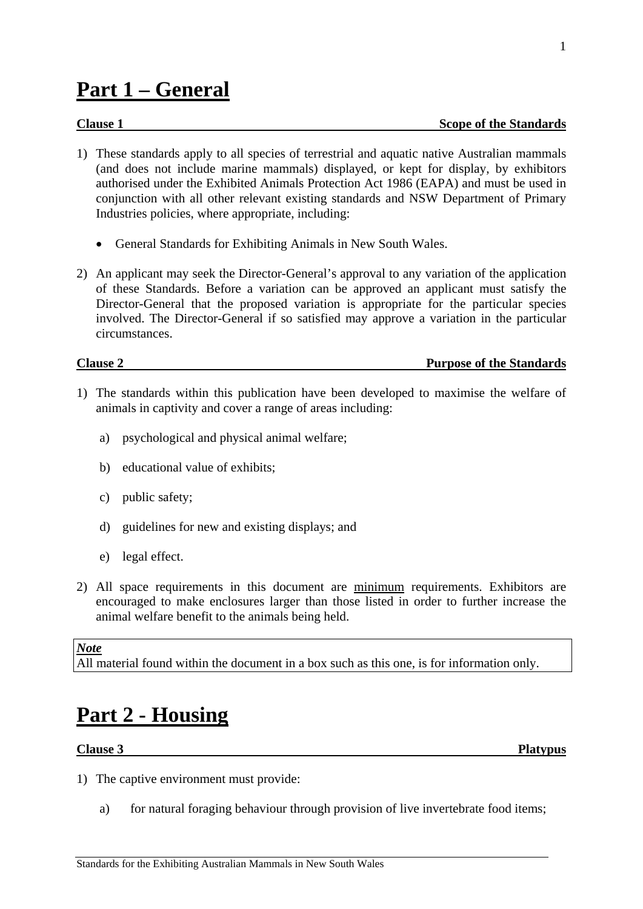# Part 1 – General

**Clause 1 — Scope of the Standards**

1) These standards apply to all species of terrestrial and aquatic native Australian mammals (and does not include marine mammals) displayed, or kept for display, by exhibitors authorised under the Exhibited Animals Protection Act 1986 (EAPA) and must be used in conjunction with all other relevant existing standards and NSW Department of Primary Industries policies, where appropriate, including:

   - General Standards for Exhibiting Animals in New South Wales.

2) An applicant may seek the Director-General's approval to any variation of the application of these Standards. Before a variation can be approved an applicant must satisfy the Director-General that the proposed variation is appropriate for the particular species involved. The Director-General if so satisfied may approve a variation in the particular circumstances.

**Clause 2 — Purpose of the Standards**

1) The standards within this publication have been developed to maximise the welfare of animals in captivity and cover a range of areas including:

   a) psychological and physical animal welfare;

   b) educational value of exhibits;

   c) public safety;

   d) guidelines for new and existing displays; and

   e) legal effect.

2) All space requirements in this document are <u>minimum</u> requirements. Exhibitors are encouraged to make enclosures larger than those listed in order to further increase the animal welfare benefit to the animals being held.

> ***Note***
> All material found within the document in a box such as this one, is for information only.

# Part 2 - Housing

**Clause 3 — Platypus**

1) The captive environment must provide:

   a) for natural foraging behaviour through provision of live invertebrate food items;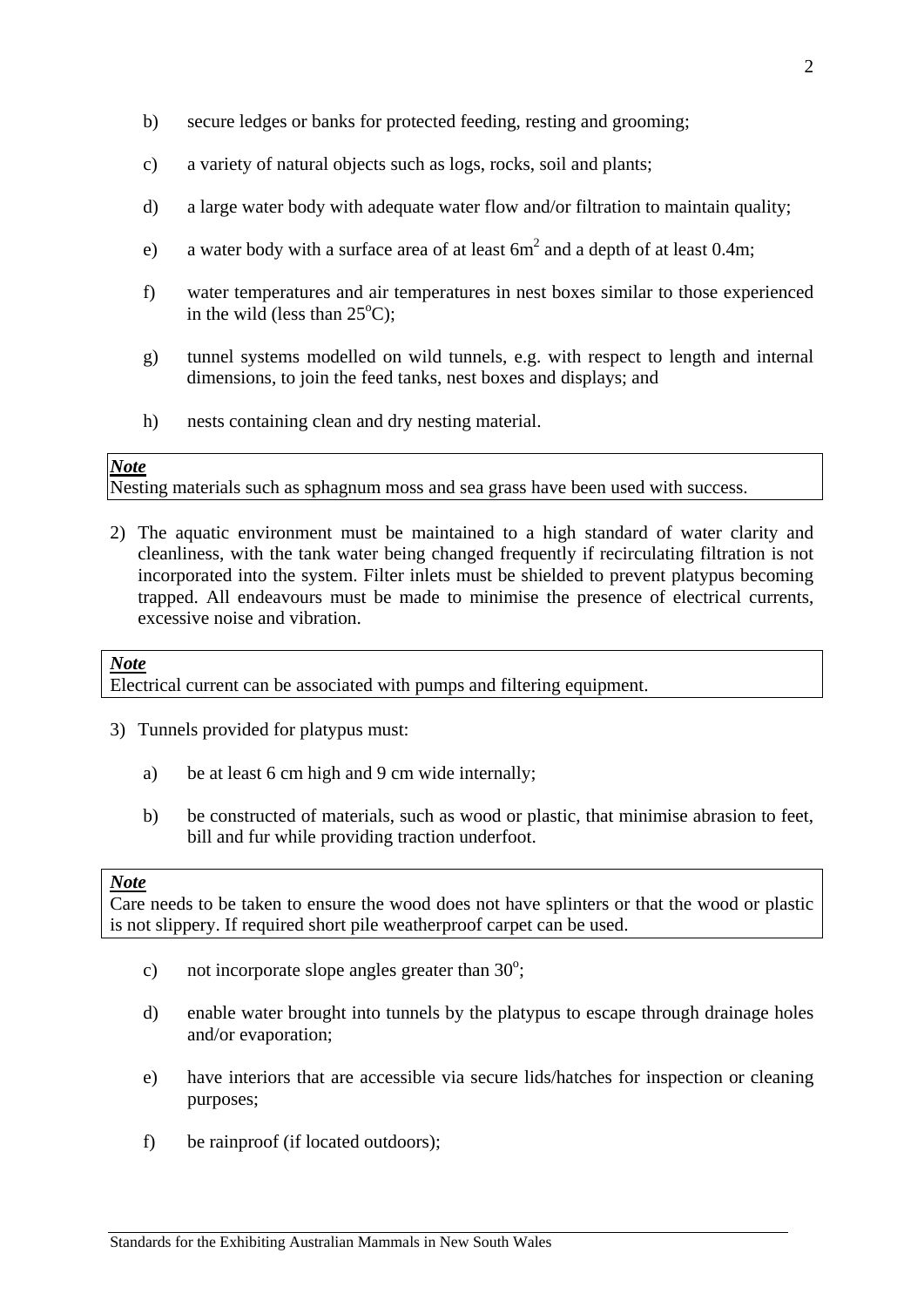b) secure ledges or banks for protected feeding, resting and grooming;

c) a variety of natural objects such as logs, rocks, soil and plants;

d) a large water body with adequate water flow and/or filtration to maintain quality;

e) a water body with a surface area of at least $6m^2$ and a depth of at least 0.4m;

f) water temperatures and air temperatures in nest boxes similar to those experienced in the wild (less than $25^oC$);

g) tunnel systems modelled on wild tunnels, e.g. with respect to length and internal dimensions, to join the feed tanks, nest boxes and displays; and

h) nests containing clean and dry nesting material.

| ***Note*** |
| --- |
| Nesting materials such as sphagnum moss and sea grass have been used with success. |

2) The aquatic environment must be maintained to a high standard of water clarity and cleanliness, with the tank water being changed frequently if recirculating filtration is not incorporated into the system. Filter inlets must be shielded to prevent platypus becoming trapped. All endeavours must be made to minimise the presence of electrical currents, excessive noise and vibration.

| ***Note*** |
| --- |
| Electrical current can be associated with pumps and filtering equipment. |

3) Tunnels provided for platypus must:

a) be at least 6 cm high and 9 cm wide internally;

b) be constructed of materials, such as wood or plastic, that minimise abrasion to feet, bill and fur while providing traction underfoot.

| ***Note*** |
| --- |
| Care needs to be taken to ensure the wood does not have splinters or that the wood or plastic is not slippery. If required short pile weatherproof carpet can be used. |

c) not incorporate slope angles greater than $30^o$;

d) enable water brought into tunnels by the platypus to escape through drainage holes and/or evaporation;

e) have interiors that are accessible via secure lids/hatches for inspection or cleaning purposes;

f) be rainproof (if located outdoors);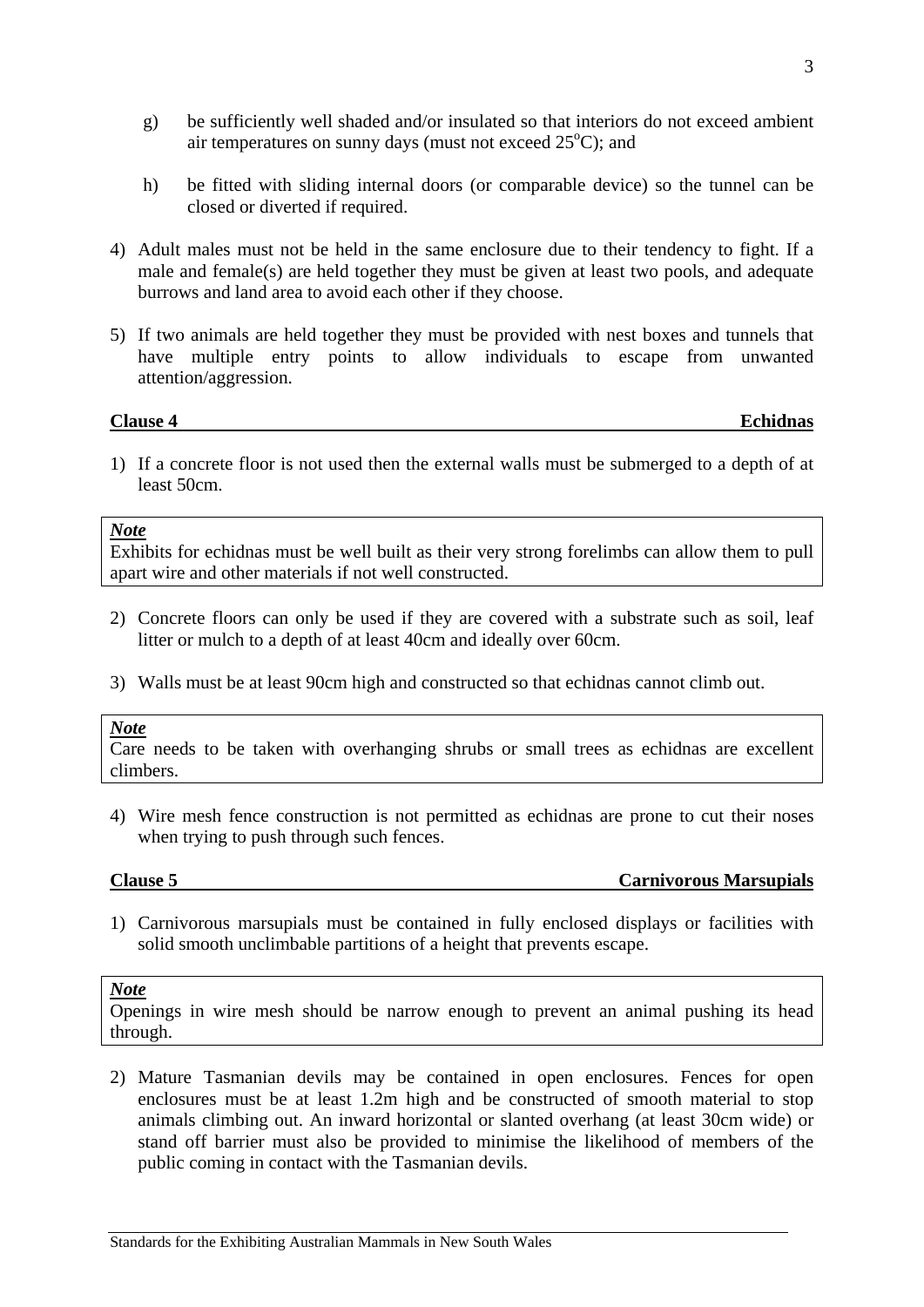g) be sufficiently well shaded and/or insulated so that interiors do not exceed ambient air temperatures on sunny days (must not exceed 25°C); and

h) be fitted with sliding internal doors (or comparable device) so the tunnel can be closed or diverted if required.

4) Adult males must not be held in the same enclosure due to their tendency to fight. If a male and female(s) are held together they must be given at least two pools, and adequate burrows and land area to avoid each other if they choose.

5) If two animals are held together they must be provided with nest boxes and tunnels that have multiple entry points to allow individuals to escape from unwanted attention/aggression.

**Clause 4 — Echidnas**

1) If a concrete floor is not used then the external walls must be submerged to a depth of at least 50cm.

> ***Note***
> Exhibits for echidnas must be well built as their very strong forelimbs can allow them to pull apart wire and other materials if not well constructed.

2) Concrete floors can only be used if they are covered with a substrate such as soil, leaf litter or mulch to a depth of at least 40cm and ideally over 60cm.

3) Walls must be at least 90cm high and constructed so that echidnas cannot climb out.

> ***Note***
> Care needs to be taken with overhanging shrubs or small trees as echidnas are excellent climbers.

4) Wire mesh fence construction is not permitted as echidnas are prone to cut their noses when trying to push through such fences.

**Clause 5 — Carnivorous Marsupials**

1) Carnivorous marsupials must be contained in fully enclosed displays or facilities with solid smooth unclimbable partitions of a height that prevents escape.

> ***Note***
> Openings in wire mesh should be narrow enough to prevent an animal pushing its head through.

2) Mature Tasmanian devils may be contained in open enclosures. Fences for open enclosures must be at least 1.2m high and be constructed of smooth material to stop animals climbing out. An inward horizontal or slanted overhang (at least 30cm wide) or stand off barrier must also be provided to minimise the likelihood of members of the public coming in contact with the Tasmanian devils.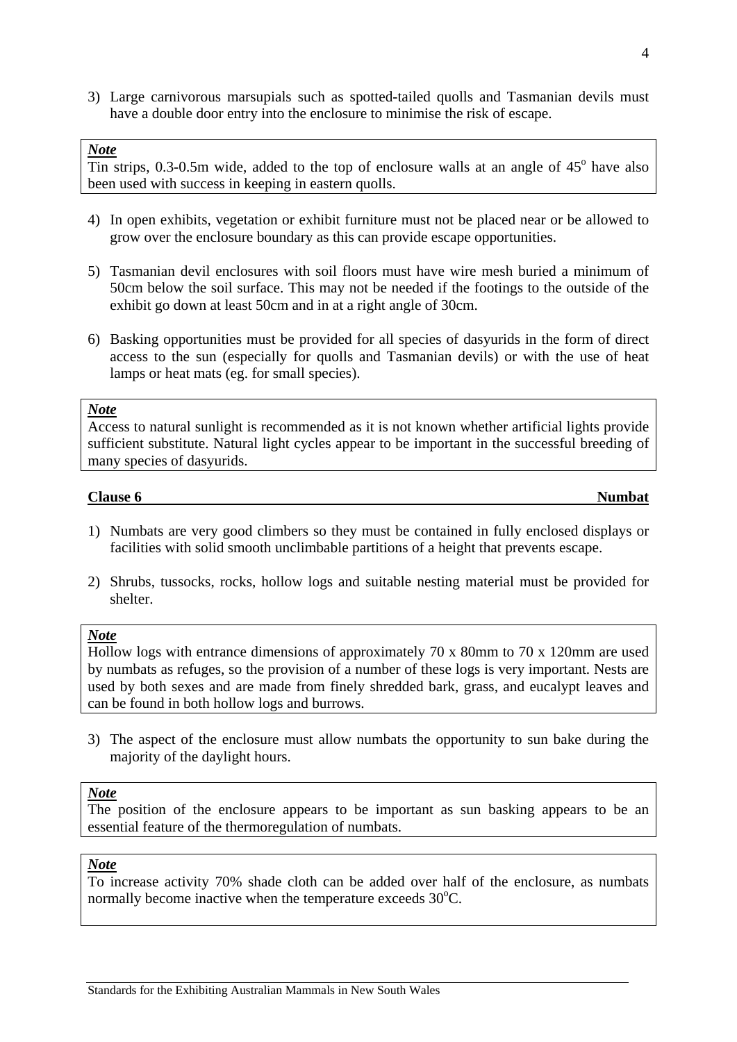3) Large carnivorous marsupials such as spotted-tailed quolls and Tasmanian devils must have a double door entry into the enclosure to minimise the risk of escape.

> ***Note***
> Tin strips, 0.3-0.5m wide, added to the top of enclosure walls at an angle of 45$^{o}$ have also been used with success in keeping in eastern quolls.

4) In open exhibits, vegetation or exhibit furniture must not be placed near or be allowed to grow over the enclosure boundary as this can provide escape opportunities.

5) Tasmanian devil enclosures with soil floors must have wire mesh buried a minimum of 50cm below the soil surface. This may not be needed if the footings to the outside of the exhibit go down at least 50cm and in at a right angle of 30cm.

6) Basking opportunities must be provided for all species of dasyurids in the form of direct access to the sun (especially for quolls and Tasmanian devils) or with the use of heat lamps or heat mats (eg. for small species).

> ***Note***
> Access to natural sunlight is recommended as it is not known whether artificial lights provide sufficient substitute. Natural light cycles appear to be important in the successful breeding of many species of dasyurids.

**Clause 6 — Numbat**

1) Numbats are very good climbers so they must be contained in fully enclosed displays or facilities with solid smooth unclimbable partitions of a height that prevents escape.

2) Shrubs, tussocks, rocks, hollow logs and suitable nesting material must be provided for shelter.

> ***Note***
> Hollow logs with entrance dimensions of approximately 70 x 80mm to 70 x 120mm are used by numbats as refuges, so the provision of a number of these logs is very important. Nests are used by both sexes and are made from finely shredded bark, grass, and eucalypt leaves and can be found in both hollow logs and burrows.

3) The aspect of the enclosure must allow numbats the opportunity to sun bake during the majority of the daylight hours.

> ***Note***
> The position of the enclosure appears to be important as sun basking appears to be an essential feature of the thermoregulation of numbats.

> ***Note***
> To increase activity 70% shade cloth can be added over half of the enclosure, as numbats normally become inactive when the temperature exceeds 30$^{o}$C.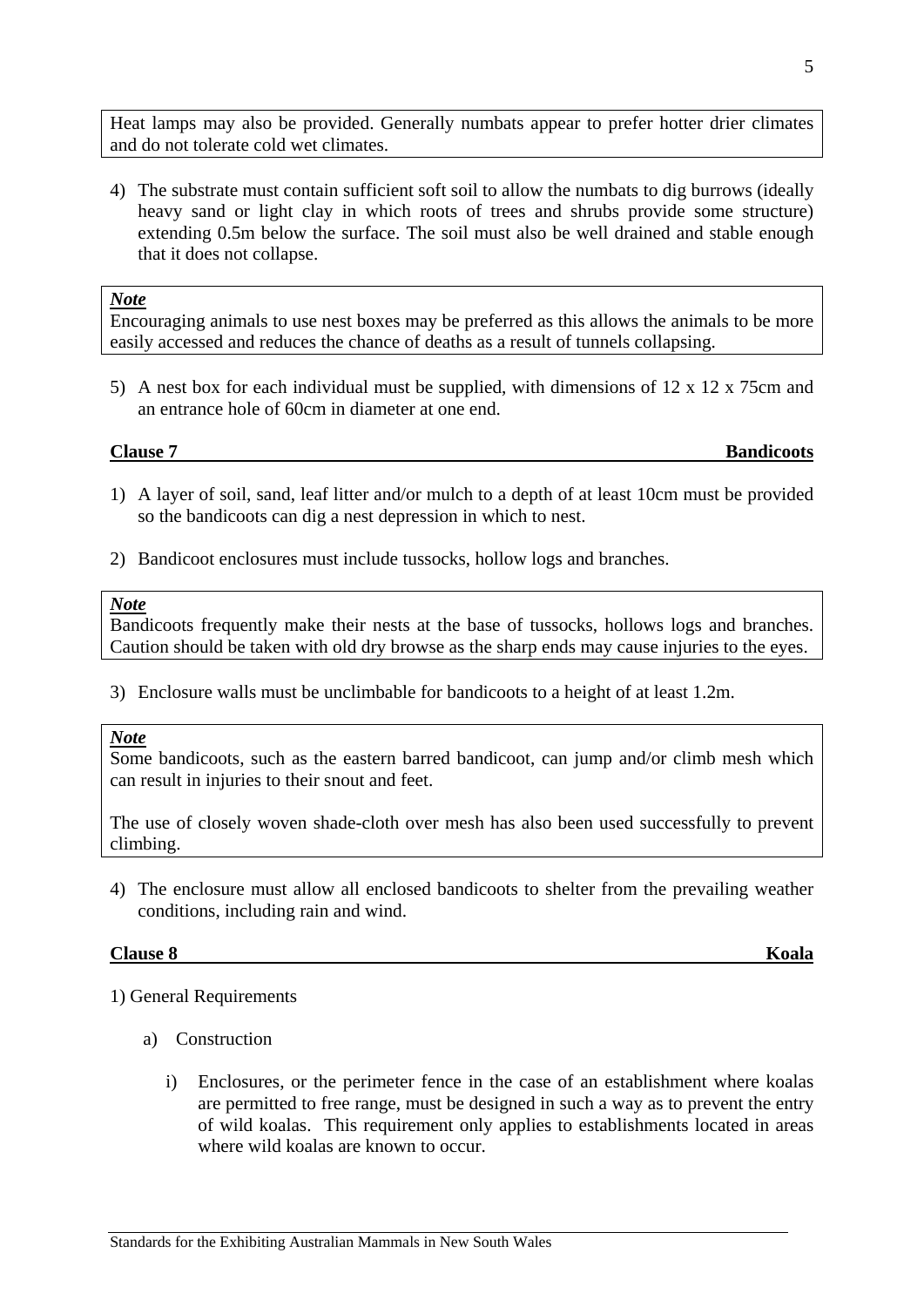Heat lamps may also be provided. Generally numbats appear to prefer hotter drier climates and do not tolerate cold wet climates.

4) The substrate must contain sufficient soft soil to allow the numbats to dig burrows (ideally heavy sand or light clay in which roots of trees and shrubs provide some structure) extending 0.5m below the surface. The soil must also be well drained and stable enough that it does not collapse.

***Note***
Encouraging animals to use nest boxes may be preferred as this allows the animals to be more easily accessed and reduces the chance of deaths as a result of tunnels collapsing.

5) A nest box for each individual must be supplied, with dimensions of 12 x 12 x 75cm and an entrance hole of 60cm in diameter at one end.

**Clause 7 — Bandicoots**

1) A layer of soil, sand, leaf litter and/or mulch to a depth of at least 10cm must be provided so the bandicoots can dig a nest depression in which to nest.

2) Bandicoot enclosures must include tussocks, hollow logs and branches.

***Note***
Bandicoots frequently make their nests at the base of tussocks, hollows logs and branches. Caution should be taken with old dry browse as the sharp ends may cause injuries to the eyes.

3) Enclosure walls must be unclimbable for bandicoots to a height of at least 1.2m.

***Note***
Some bandicoots, such as the eastern barred bandicoot, can jump and/or climb mesh which can result in injuries to their snout and feet.

The use of closely woven shade-cloth over mesh has also been used successfully to prevent climbing.

4) The enclosure must allow all enclosed bandicoots to shelter from the prevailing weather conditions, including rain and wind.

**Clause 8 — Koala**

1) General Requirements

a) Construction

i) Enclosures, or the perimeter fence in the case of an establishment where koalas are permitted to free range, must be designed in such a way as to prevent the entry of wild koalas. This requirement only applies to establishments located in areas where wild koalas are known to occur.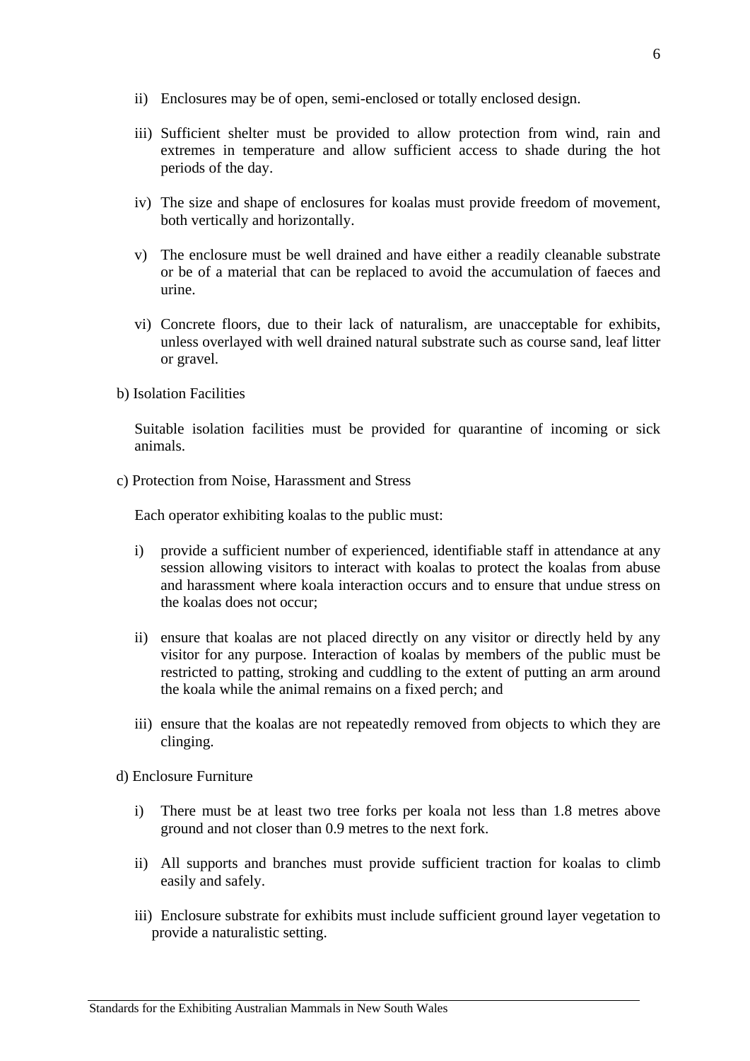ii) Enclosures may be of open, semi-enclosed or totally enclosed design.

iii) Sufficient shelter must be provided to allow protection from wind, rain and extremes in temperature and allow sufficient access to shade during the hot periods of the day.

iv) The size and shape of enclosures for koalas must provide freedom of movement, both vertically and horizontally.

v) The enclosure must be well drained and have either a readily cleanable substrate or be of a material that can be replaced to avoid the accumulation of faeces and urine.

vi) Concrete floors, due to their lack of naturalism, are unacceptable for exhibits, unless overlayed with well drained natural substrate such as course sand, leaf litter or gravel.

b) Isolation Facilities

Suitable isolation facilities must be provided for quarantine of incoming or sick animals.

c) Protection from Noise, Harassment and Stress

Each operator exhibiting koalas to the public must:

i) provide a sufficient number of experienced, identifiable staff in attendance at any session allowing visitors to interact with koalas to protect the koalas from abuse and harassment where koala interaction occurs and to ensure that undue stress on the koalas does not occur;

ii) ensure that koalas are not placed directly on any visitor or directly held by any visitor for any purpose. Interaction of koalas by members of the public must be restricted to patting, stroking and cuddling to the extent of putting an arm around the koala while the animal remains on a fixed perch; and

iii) ensure that the koalas are not repeatedly removed from objects to which they are clinging.

d) Enclosure Furniture

i) There must be at least two tree forks per koala not less than 1.8 metres above ground and not closer than 0.9 metres to the next fork.

ii) All supports and branches must provide sufficient traction for koalas to climb easily and safely.

iii) Enclosure substrate for exhibits must include sufficient ground layer vegetation to provide a naturalistic setting.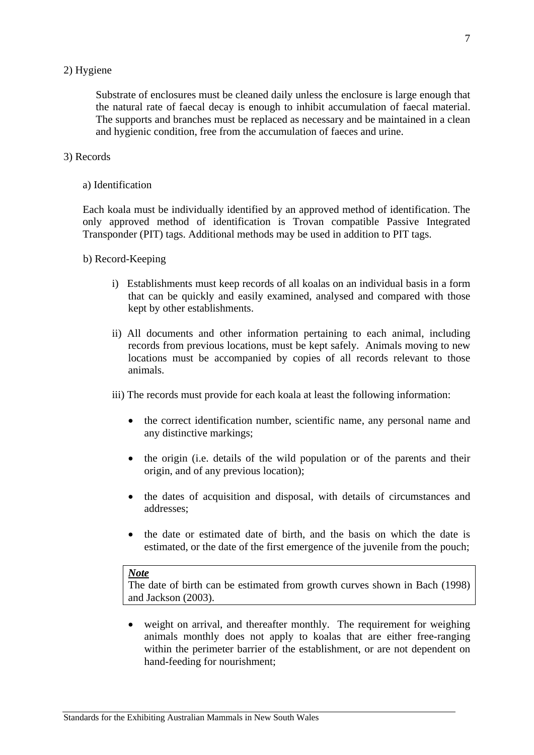2) Hygiene

Substrate of enclosures must be cleaned daily unless the enclosure is large enough that the natural rate of faecal decay is enough to inhibit accumulation of faecal material. The supports and branches must be replaced as necessary and be maintained in a clean and hygienic condition, free from the accumulation of faeces and urine.

3) Records

a) Identification

Each koala must be individually identified by an approved method of identification. The only approved method of identification is Trovan compatible Passive Integrated Transponder (PIT) tags. Additional methods may be used in addition to PIT tags.

b) Record-Keeping

i) Establishments must keep records of all koalas on an individual basis in a form that can be quickly and easily examined, analysed and compared with those kept by other establishments.

ii) All documents and other information pertaining to each animal, including records from previous locations, must be kept safely. Animals moving to new locations must be accompanied by copies of all records relevant to those animals.

iii) The records must provide for each koala at least the following information:

- the correct identification number, scientific name, any personal name and any distinctive markings;
- the origin (i.e. details of the wild population or of the parents and their origin, and of any previous location);
- the dates of acquisition and disposal, with details of circumstances and addresses;
- the date or estimated date of birth, and the basis on which the date is estimated, or the date of the first emergence of the juvenile from the pouch;

> ***Note***
> The date of birth can be estimated from growth curves shown in Bach (1998) and Jackson (2003).

- weight on arrival, and thereafter monthly. The requirement for weighing animals monthly does not apply to koalas that are either free-ranging within the perimeter barrier of the establishment, or are not dependent on hand-feeding for nourishment;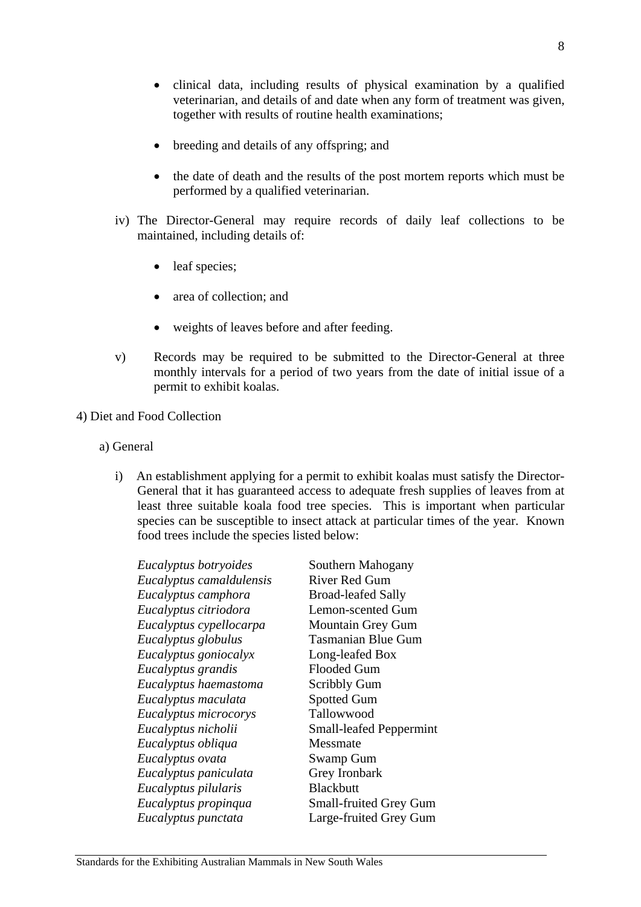- clinical data, including results of physical examination by a qualified veterinarian, and details of and date when any form of treatment was given, together with results of routine health examinations;

- breeding and details of any offspring; and

- the date of death and the results of the post mortem reports which must be performed by a qualified veterinarian.

iv) The Director-General may require records of daily leaf collections to be maintained, including details of:

- leaf species;

- area of collection; and

- weights of leaves before and after feeding.

v) Records may be required to be submitted to the Director-General at three monthly intervals for a period of two years from the date of initial issue of a permit to exhibit koalas.

4) Diet and Food Collection

a) General

i) An establishment applying for a permit to exhibit koalas must satisfy the Director-General that it has guaranteed access to adequate fresh supplies of leaves from at least three suitable koala food tree species. This is important when particular species can be susceptible to insect attack at particular times of the year. Known food trees include the species listed below:

| | |
|---|---|
| *Eucalyptus botryoides* | Southern Mahogany |
| *Eucalyptus camaldulensis* | River Red Gum |
| *Eucalyptus camphora* | Broad-leafed Sally |
| *Eucalyptus citriodora* | Lemon-scented Gum |
| *Eucalyptus cypellocarpa* | Mountain Grey Gum |
| *Eucalyptus globulus* | Tasmanian Blue Gum |
| *Eucalyptus goniocalyx* | Long-leafed Box |
| *Eucalyptus grandis* | Flooded Gum |
| *Eucalyptus haemastoma* | Scribbly Gum |
| *Eucalyptus maculata* | Spotted Gum |
| *Eucalyptus microcorys* | Tallowwood |
| *Eucalyptus nicholii* | Small-leafed Peppermint |
| *Eucalyptus obliqua* | Messmate |
| *Eucalyptus ovata* | Swamp Gum |
| *Eucalyptus paniculata* | Grey Ironbark |
| *Eucalyptus pilularis* | Blackbutt |
| *Eucalyptus propinqua* | Small-fruited Grey Gum |
| *Eucalyptus punctata* | Large-fruited Grey Gum |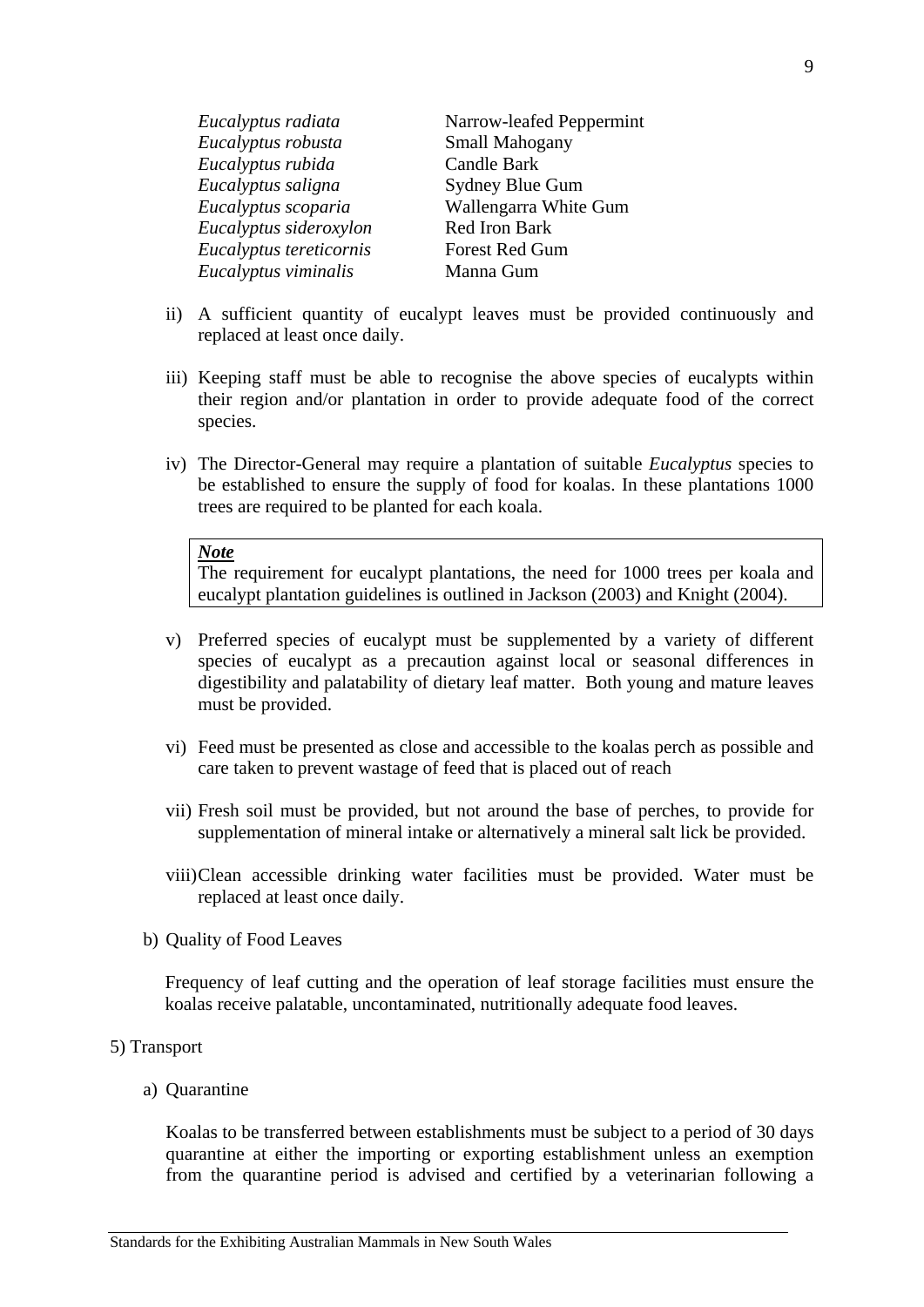| | |
|---|---|
| *Eucalyptus radiata* | Narrow-leafed Peppermint |
| *Eucalyptus robusta* | Small Mahogany |
| *Eucalyptus rubida* | Candle Bark |
| *Eucalyptus saligna* | Sydney Blue Gum |
| *Eucalyptus scoparia* | Wallengarra White Gum |
| *Eucalyptus sideroxylon* | Red Iron Bark |
| *Eucalyptus tereticornis* | Forest Red Gum |
| *Eucalyptus viminalis* | Manna Gum |

ii) A sufficient quantity of eucalypt leaves must be provided continuously and replaced at least once daily.

iii) Keeping staff must be able to recognise the above species of eucalypts within their region and/or plantation in order to provide adequate food of the correct species.

iv) The Director-General may require a plantation of suitable *Eucalyptus* species to be established to ensure the supply of food for koalas. In these plantations 1000 trees are required to be planted for each koala.

> ***Note***
> The requirement for eucalypt plantations, the need for 1000 trees per koala and eucalypt plantation guidelines is outlined in Jackson (2003) and Knight (2004).

v) Preferred species of eucalypt must be supplemented by a variety of different species of eucalypt as a precaution against local or seasonal differences in digestibility and palatability of dietary leaf matter. Both young and mature leaves must be provided.

vi) Feed must be presented as close and accessible to the koalas perch as possible and care taken to prevent wastage of feed that is placed out of reach

vii) Fresh soil must be provided, but not around the base of perches, to provide for supplementation of mineral intake or alternatively a mineral salt lick be provided.

viii) Clean accessible drinking water facilities must be provided. Water must be replaced at least once daily.

b) Quality of Food Leaves

Frequency of leaf cutting and the operation of leaf storage facilities must ensure the koalas receive palatable, uncontaminated, nutritionally adequate food leaves.

5) Transport

a) Quarantine

Koalas to be transferred between establishments must be subject to a period of 30 days quarantine at either the importing or exporting establishment unless an exemption from the quarantine period is advised and certified by a veterinarian following a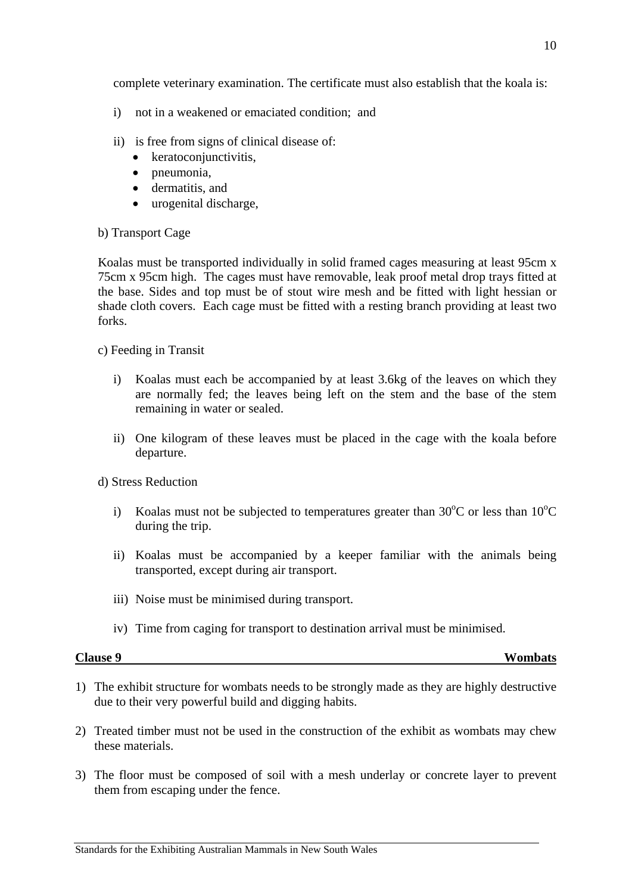complete veterinary examination. The certificate must also establish that the koala is:

i) not in a weakened or emaciated condition; and

ii) is free from signs of clinical disease of:
- keratoconjunctivitis,
- pneumonia,
- dermatitis, and
- urogenital discharge,

b) Transport Cage

Koalas must be transported individually in solid framed cages measuring at least 95cm x 75cm x 95cm high. The cages must have removable, leak proof metal drop trays fitted at the base. Sides and top must be of stout wire mesh and be fitted with light hessian or shade cloth covers. Each cage must be fitted with a resting branch providing at least two forks.

c) Feeding in Transit

i) Koalas must each be accompanied by at least 3.6kg of the leaves on which they are normally fed; the leaves being left on the stem and the base of the stem remaining in water or sealed.

ii) One kilogram of these leaves must be placed in the cage with the koala before departure.

d) Stress Reduction

i) Koalas must not be subjected to temperatures greater than 30°C or less than 10°C during the trip.

ii) Koalas must be accompanied by a keeper familiar with the animals being transported, except during air transport.

iii) Noise must be minimised during transport.

iv) Time from caging for transport to destination arrival must be minimised.

**Clause 9 — Wombats**

1) The exhibit structure for wombats needs to be strongly made as they are highly destructive due to their very powerful build and digging habits.

2) Treated timber must not be used in the construction of the exhibit as wombats may chew these materials.

3) The floor must be composed of soil with a mesh underlay or concrete layer to prevent them from escaping under the fence.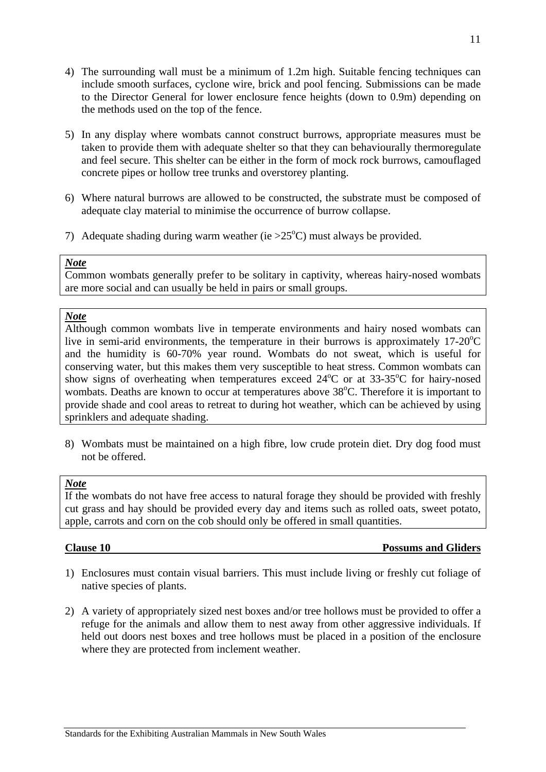4) The surrounding wall must be a minimum of 1.2m high. Suitable fencing techniques can include smooth surfaces, cyclone wire, brick and pool fencing. Submissions can be made to the Director General for lower enclosure fence heights (down to 0.9m) depending on the methods used on the top of the fence.

5) In any display where wombats cannot construct burrows, appropriate measures must be taken to provide them with adequate shelter so that they can behaviourally thermoregulate and feel secure. This shelter can be either in the form of mock rock burrows, camouflaged concrete pipes or hollow tree trunks and overstorey planting.

6) Where natural burrows are allowed to be constructed, the substrate must be composed of adequate clay material to minimise the occurrence of burrow collapse.

7) Adequate shading during warm weather (ie >25°C) must always be provided.

> ***Note***
> Common wombats generally prefer to be solitary in captivity, whereas hairy-nosed wombats are more social and can usually be held in pairs or small groups.

> ***Note***
> Although common wombats live in temperate environments and hairy nosed wombats can live in semi-arid environments, the temperature in their burrows is approximately 17-20°C and the humidity is 60-70% year round. Wombats do not sweat, which is useful for conserving water, but this makes them very susceptible to heat stress. Common wombats can show signs of overheating when temperatures exceed 24°C or at 33-35°C for hairy-nosed wombats. Deaths are known to occur at temperatures above 38°C. Therefore it is important to provide shade and cool areas to retreat to during hot weather, which can be achieved by using sprinklers and adequate shading.

8) Wombats must be maintained on a high fibre, low crude protein diet. Dry dog food must not be offered.

> ***Note***
> If the wombats do not have free access to natural forage they should be provided with freshly cut grass and hay should be provided every day and items such as rolled oats, sweet potato, apple, carrots and corn on the cob should only be offered in small quantities.

## Clause 10 — Possums and Gliders

1) Enclosures must contain visual barriers. This must include living or freshly cut foliage of native species of plants.

2) A variety of appropriately sized nest boxes and/or tree hollows must be provided to offer a refuge for the animals and allow them to nest away from other aggressive individuals. If held out doors nest boxes and tree hollows must be placed in a position of the enclosure where they are protected from inclement weather.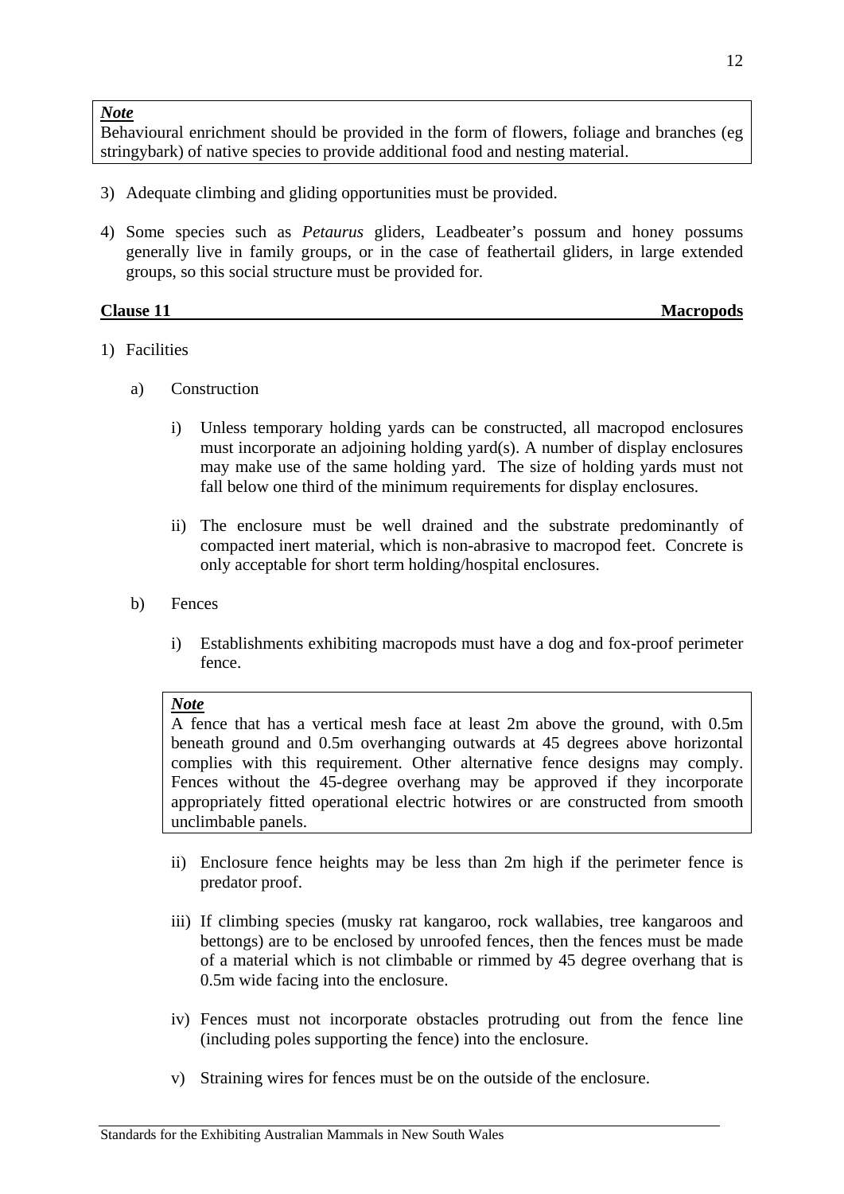> ***Note***
> Behavioural enrichment should be provided in the form of flowers, foliage and branches (eg stringybark) of native species to provide additional food and nesting material.

3) Adequate climbing and gliding opportunities must be provided.

4) Some species such as *Petaurus* gliders, Leadbeater's possum and honey possums generally live in family groups, or in the case of feathertail gliders, in large extended groups, so this social structure must be provided for.

## Clause 11 — Macropods

1) Facilities

   a) Construction

      i) Unless temporary holding yards can be constructed, all macropod enclosures must incorporate an adjoining holding yard(s). A number of display enclosures may make use of the same holding yard. The size of holding yards must not fall below one third of the minimum requirements for display enclosures.

      ii) The enclosure must be well drained and the substrate predominantly of compacted inert material, which is non-abrasive to macropod feet. Concrete is only acceptable for short term holding/hospital enclosures.

   b) Fences

      i) Establishments exhibiting macropods must have a dog and fox-proof perimeter fence.

      > ***Note***
      > A fence that has a vertical mesh face at least 2m above the ground, with 0.5m beneath ground and 0.5m overhanging outwards at 45 degrees above horizontal complies with this requirement. Other alternative fence designs may comply. Fences without the 45-degree overhang may be approved if they incorporate appropriately fitted operational electric hotwires or are constructed from smooth unclimbable panels.

      ii) Enclosure fence heights may be less than 2m high if the perimeter fence is predator proof.

      iii) If climbing species (musky rat kangaroo, rock wallabies, tree kangaroos and bettongs) are to be enclosed by unroofed fences, then the fences must be made of a material which is not climbable or rimmed by 45 degree overhang that is 0.5m wide facing into the enclosure.

      iv) Fences must not incorporate obstacles protruding out from the fence line (including poles supporting the fence) into the enclosure.

      v) Straining wires for fences must be on the outside of the enclosure.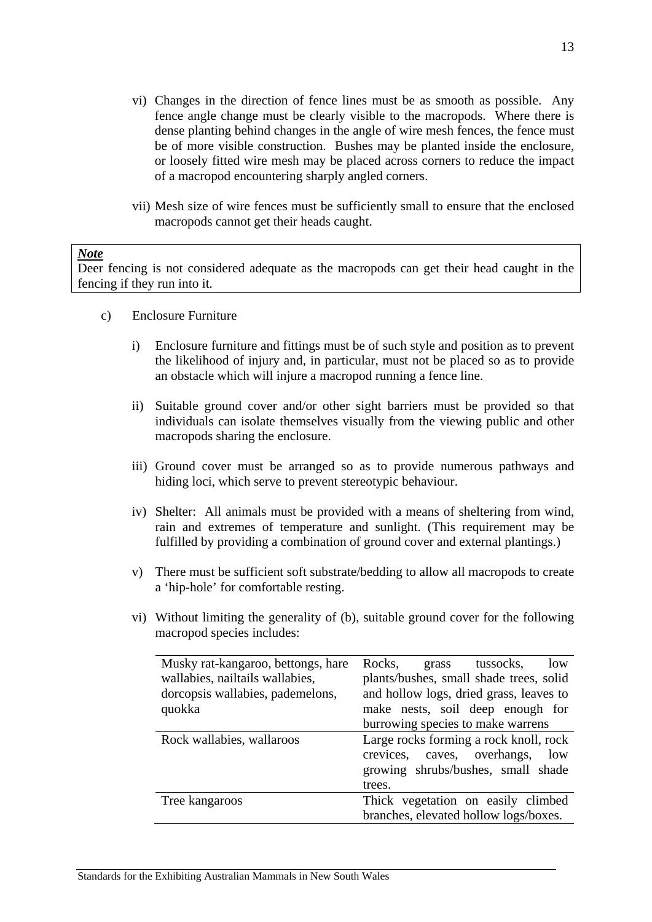vi) Changes in the direction of fence lines must be as smooth as possible. Any fence angle change must be clearly visible to the macropods. Where there is dense planting behind changes in the angle of wire mesh fences, the fence must be of more visible construction. Bushes may be planted inside the enclosure, or loosely fitted wire mesh may be placed across corners to reduce the impact of a macropod encountering sharply angled corners.

vii) Mesh size of wire fences must be sufficiently small to ensure that the enclosed macropods cannot get their heads caught.

> ***Note***
> Deer fencing is not considered adequate as the macropods can get their head caught in the fencing if they run into it.

c) Enclosure Furniture

i) Enclosure furniture and fittings must be of such style and position as to prevent the likelihood of injury and, in particular, must not be placed so as to provide an obstacle which will injure a macropod running a fence line.

ii) Suitable ground cover and/or other sight barriers must be provided so that individuals can isolate themselves visually from the viewing public and other macropods sharing the enclosure.

iii) Ground cover must be arranged so as to provide numerous pathways and hiding loci, which serve to prevent stereotypic behaviour.

iv) Shelter: All animals must be provided with a means of sheltering from wind, rain and extremes of temperature and sunlight. (This requirement may be fulfilled by providing a combination of ground cover and external plantings.)

v) There must be sufficient soft substrate/bedding to allow all macropods to create a 'hip-hole' for comfortable resting.

vi) Without limiting the generality of (b), suitable ground cover for the following macropod species includes:

| | |
|---|---|
| Musky rat-kangaroo, bettongs, hare wallabies, nailtails wallabies, dorcopsis wallabies, pademelons, quokka | Rocks, grass tussocks, low plants/bushes, small shade trees, solid and hollow logs, dried grass, leaves to make nests, soil deep enough for burrowing species to make warrens |
| Rock wallabies, wallaroos | Large rocks forming a rock knoll, rock crevices, caves, overhangs, low growing shrubs/bushes, small shade trees. |
| Tree kangaroos | Thick vegetation on easily climbed branches, elevated hollow logs/boxes. |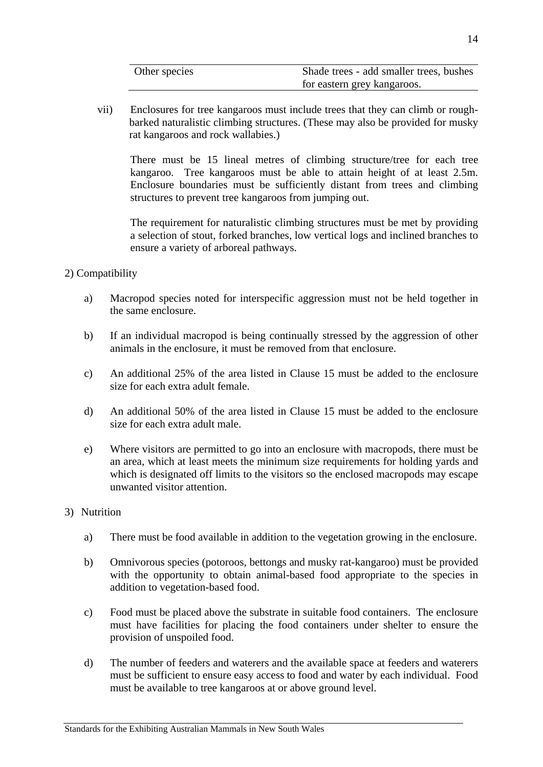| Other species | Shade trees - add smaller trees, bushes for eastern grey kangaroos. |
|---|---|

vii) Enclosures for tree kangaroos must include trees that they can climb or rough-barked naturalistic climbing structures. (These may also be provided for musky rat kangaroos and rock wallabies.)

There must be 15 lineal metres of climbing structure/tree for each tree kangaroo. Tree kangaroos must be able to attain height of at least 2.5m. Enclosure boundaries must be sufficiently distant from trees and climbing structures to prevent tree kangaroos from jumping out.

The requirement for naturalistic climbing structures must be met by providing a selection of stout, forked branches, low vertical logs and inclined branches to ensure a variety of arboreal pathways.

2) Compatibility

a) Macropod species noted for interspecific aggression must not be held together in the same enclosure.

b) If an individual macropod is being continually stressed by the aggression of other animals in the enclosure, it must be removed from that enclosure.

c) An additional 25% of the area listed in Clause 15 must be added to the enclosure size for each extra adult female.

d) An additional 50% of the area listed in Clause 15 must be added to the enclosure size for each extra adult male.

e) Where visitors are permitted to go into an enclosure with macropods, there must be an area, which at least meets the minimum size requirements for holding yards and which is designated off limits to the visitors so the enclosed macropods may escape unwanted visitor attention.

3) Nutrition

a) There must be food available in addition to the vegetation growing in the enclosure.

b) Omnivorous species (potoroos, bettongs and musky rat-kangaroo) must be provided with the opportunity to obtain animal-based food appropriate to the species in addition to vegetation-based food.

c) Food must be placed above the substrate in suitable food containers. The enclosure must have facilities for placing the food containers under shelter to ensure the provision of unspoiled food.

d) The number of feeders and waterers and the available space at feeders and waterers must be sufficient to ensure easy access to food and water by each individual. Food must be available to tree kangaroos at or above ground level.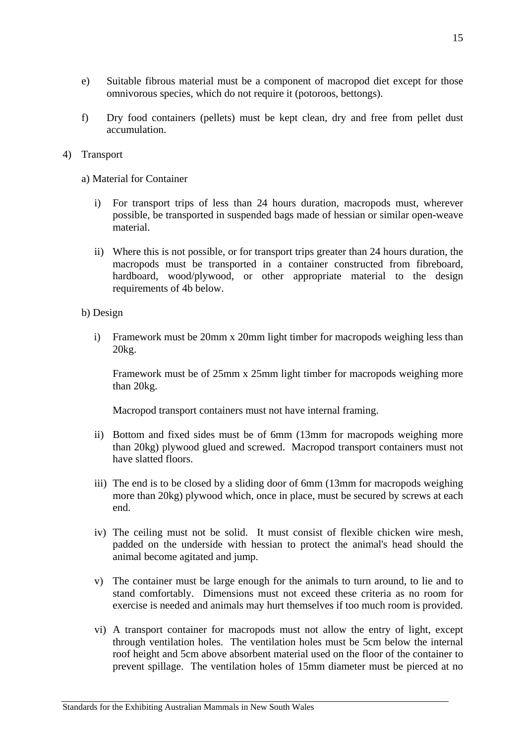e) Suitable fibrous material must be a component of macropod diet except for those omnivorous species, which do not require it (potoroos, bettongs).

f) Dry food containers (pellets) must be kept clean, dry and free from pellet dust accumulation.

4) Transport

a) Material for Container

i) For transport trips of less than 24 hours duration, macropods must, wherever possible, be transported in suspended bags made of hessian or similar open-weave material.

ii) Where this is not possible, or for transport trips greater than 24 hours duration, the macropods must be transported in a container constructed from fibreboard, hardboard, wood/plywood, or other appropriate material to the design requirements of 4b below.

b) Design

i) Framework must be 20mm x 20mm light timber for macropods weighing less than 20kg.

Framework must be of 25mm x 25mm light timber for macropods weighing more than 20kg.

Macropod transport containers must not have internal framing.

ii) Bottom and fixed sides must be of 6mm (13mm for macropods weighing more than 20kg) plywood glued and screwed. Macropod transport containers must not have slatted floors.

iii) The end is to be closed by a sliding door of 6mm (13mm for macropods weighing more than 20kg) plywood which, once in place, must be secured by screws at each end.

iv) The ceiling must not be solid. It must consist of flexible chicken wire mesh, padded on the underside with hessian to protect the animal's head should the animal become agitated and jump.

v) The container must be large enough for the animals to turn around, to lie and to stand comfortably. Dimensions must not exceed these criteria as no room for exercise is needed and animals may hurt themselves if too much room is provided.

vi) A transport container for macropods must not allow the entry of light, except through ventilation holes. The ventilation holes must be 5cm below the internal roof height and 5cm above absorbent material used on the floor of the container to prevent spillage. The ventilation holes of 15mm diameter must be pierced at no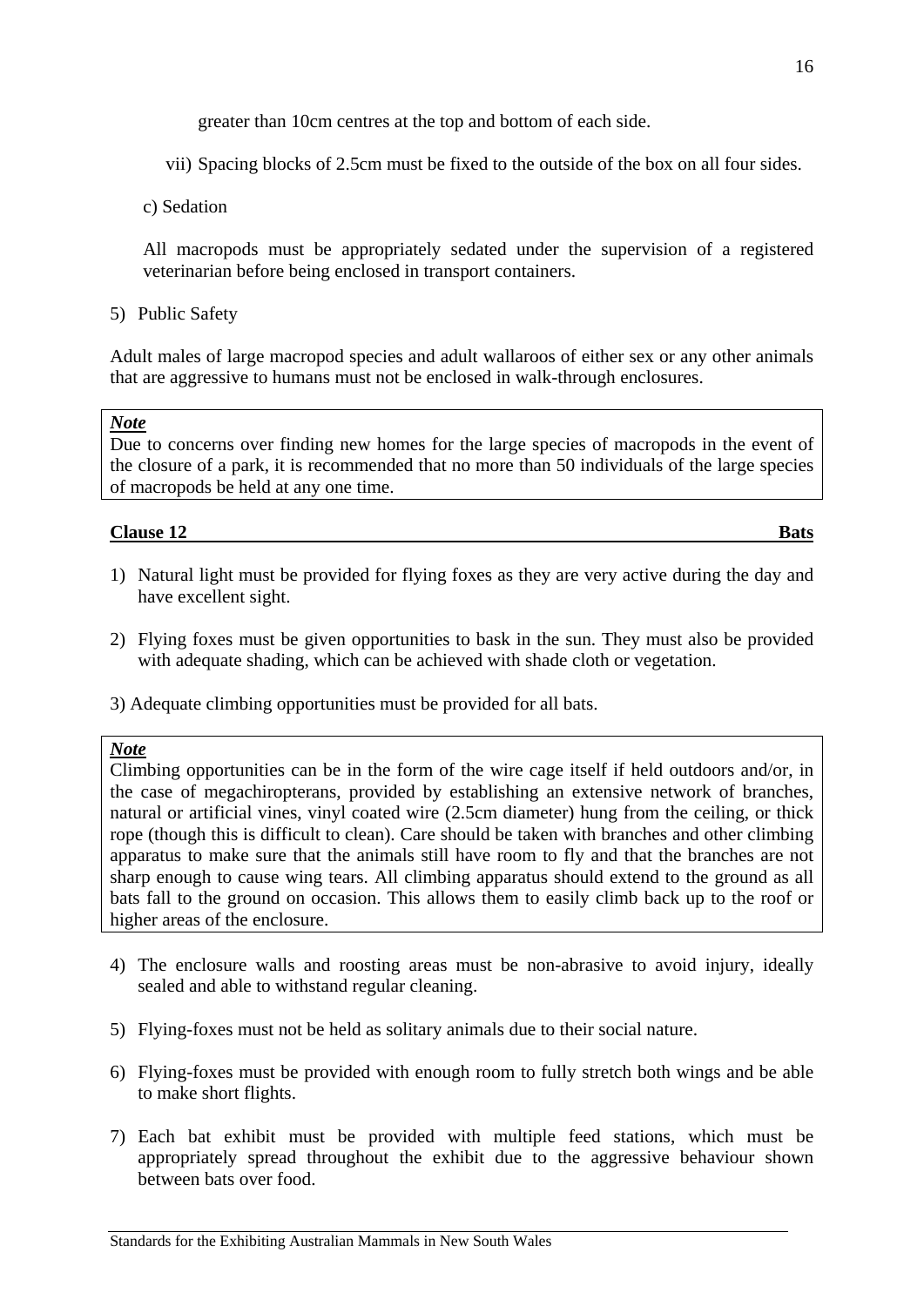greater than 10cm centres at the top and bottom of each side.

vii) Spacing blocks of 2.5cm must be fixed to the outside of the box on all four sides.

c) Sedation

All macropods must be appropriately sedated under the supervision of a registered veterinarian before being enclosed in transport containers.

5) Public Safety

Adult males of large macropod species and adult wallaroos of either sex or any other animals that are aggressive to humans must not be enclosed in walk-through enclosures.

> ***Note***
> Due to concerns over finding new homes for the large species of macropods in the event of the closure of a park, it is recommended that no more than 50 individuals of the large species of macropods be held at any one time.

**Clause 12 — Bats**

1) Natural light must be provided for flying foxes as they are very active during the day and have excellent sight.

2) Flying foxes must be given opportunities to bask in the sun. They must also be provided with adequate shading, which can be achieved with shade cloth or vegetation.

3) Adequate climbing opportunities must be provided for all bats.

> ***Note***
> Climbing opportunities can be in the form of the wire cage itself if held outdoors and/or, in the case of megachiropterans, provided by establishing an extensive network of branches, natural or artificial vines, vinyl coated wire (2.5cm diameter) hung from the ceiling, or thick rope (though this is difficult to clean). Care should be taken with branches and other climbing apparatus to make sure that the animals still have room to fly and that the branches are not sharp enough to cause wing tears. All climbing apparatus should extend to the ground as all bats fall to the ground on occasion. This allows them to easily climb back up to the roof or higher areas of the enclosure.

4) The enclosure walls and roosting areas must be non-abrasive to avoid injury, ideally sealed and able to withstand regular cleaning.

5) Flying-foxes must not be held as solitary animals due to their social nature.

6) Flying-foxes must be provided with enough room to fully stretch both wings and be able to make short flights.

7) Each bat exhibit must be provided with multiple feed stations, which must be appropriately spread throughout the exhibit due to the aggressive behaviour shown between bats over food.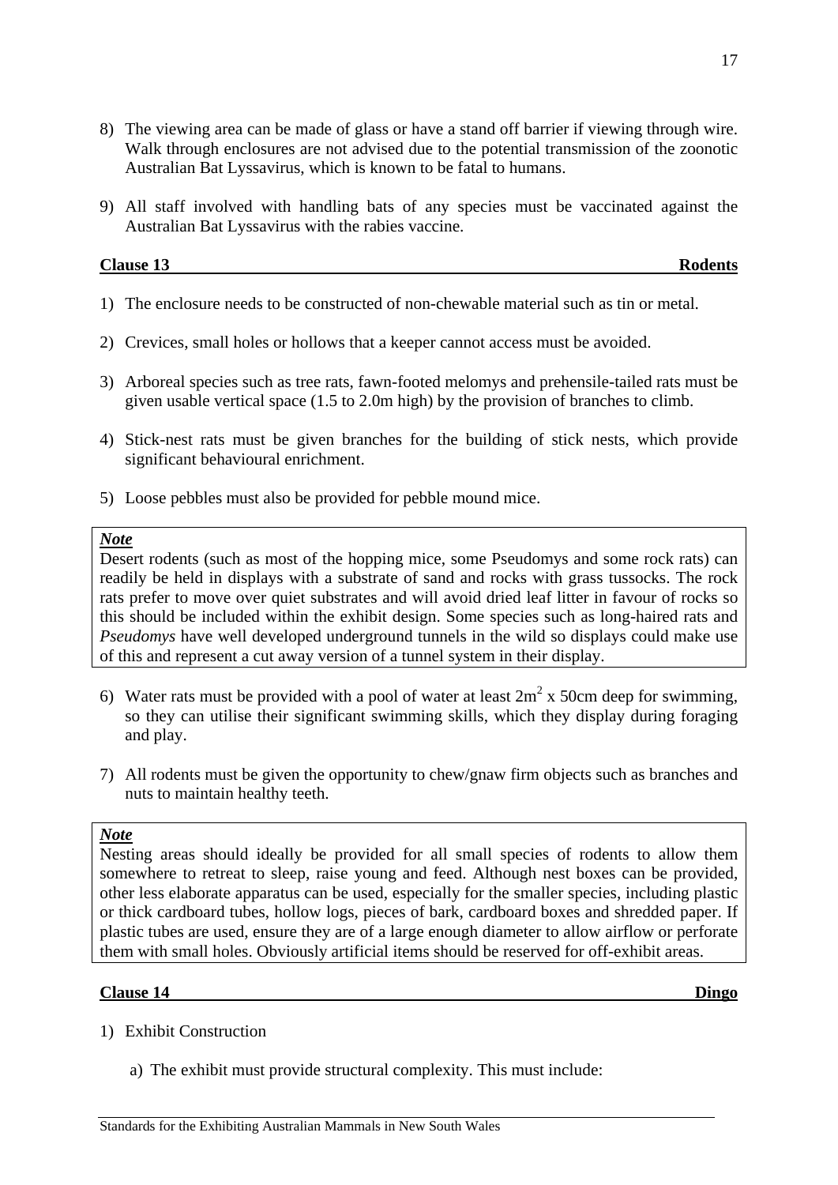8) The viewing area can be made of glass or have a stand off barrier if viewing through wire. Walk through enclosures are not advised due to the potential transmission of the zoonotic Australian Bat Lyssavirus, which is known to be fatal to humans.

9) All staff involved with handling bats of any species must be vaccinated against the Australian Bat Lyssavirus with the rabies vaccine.

## Clause 13 — Rodents

1) The enclosure needs to be constructed of non-chewable material such as tin or metal.

2) Crevices, small holes or hollows that a keeper cannot access must be avoided.

3) Arboreal species such as tree rats, fawn-footed melomys and prehensile-tailed rats must be given usable vertical space (1.5 to 2.0m high) by the provision of branches to climb.

4) Stick-nest rats must be given branches for the building of stick nests, which provide significant behavioural enrichment.

5) Loose pebbles must also be provided for pebble mound mice.

> ***Note***
>
> Desert rodents (such as most of the hopping mice, some Pseudomys and some rock rats) can readily be held in displays with a substrate of sand and rocks with grass tussocks. The rock rats prefer to move over quiet substrates and will avoid dried leaf litter in favour of rocks so this should be included within the exhibit design. Some species such as long-haired rats and *Pseudomys* have well developed underground tunnels in the wild so displays could make use of this and represent a cut away version of a tunnel system in their display.

6) Water rats must be provided with a pool of water at least $2m^2$ x 50cm deep for swimming, so they can utilise their significant swimming skills, which they display during foraging and play.

7) All rodents must be given the opportunity to chew/gnaw firm objects such as branches and nuts to maintain healthy teeth.

> ***Note***
>
> Nesting areas should ideally be provided for all small species of rodents to allow them somewhere to retreat to sleep, raise young and feed. Although nest boxes can be provided, other less elaborate apparatus can be used, especially for the smaller species, including plastic or thick cardboard tubes, hollow logs, pieces of bark, cardboard boxes and shredded paper. If plastic tubes are used, ensure they are of a large enough diameter to allow airflow or perforate them with small holes. Obviously artificial items should be reserved for off-exhibit areas.

## Clause 14 — Dingo

1) Exhibit Construction

   a) The exhibit must provide structural complexity. This must include: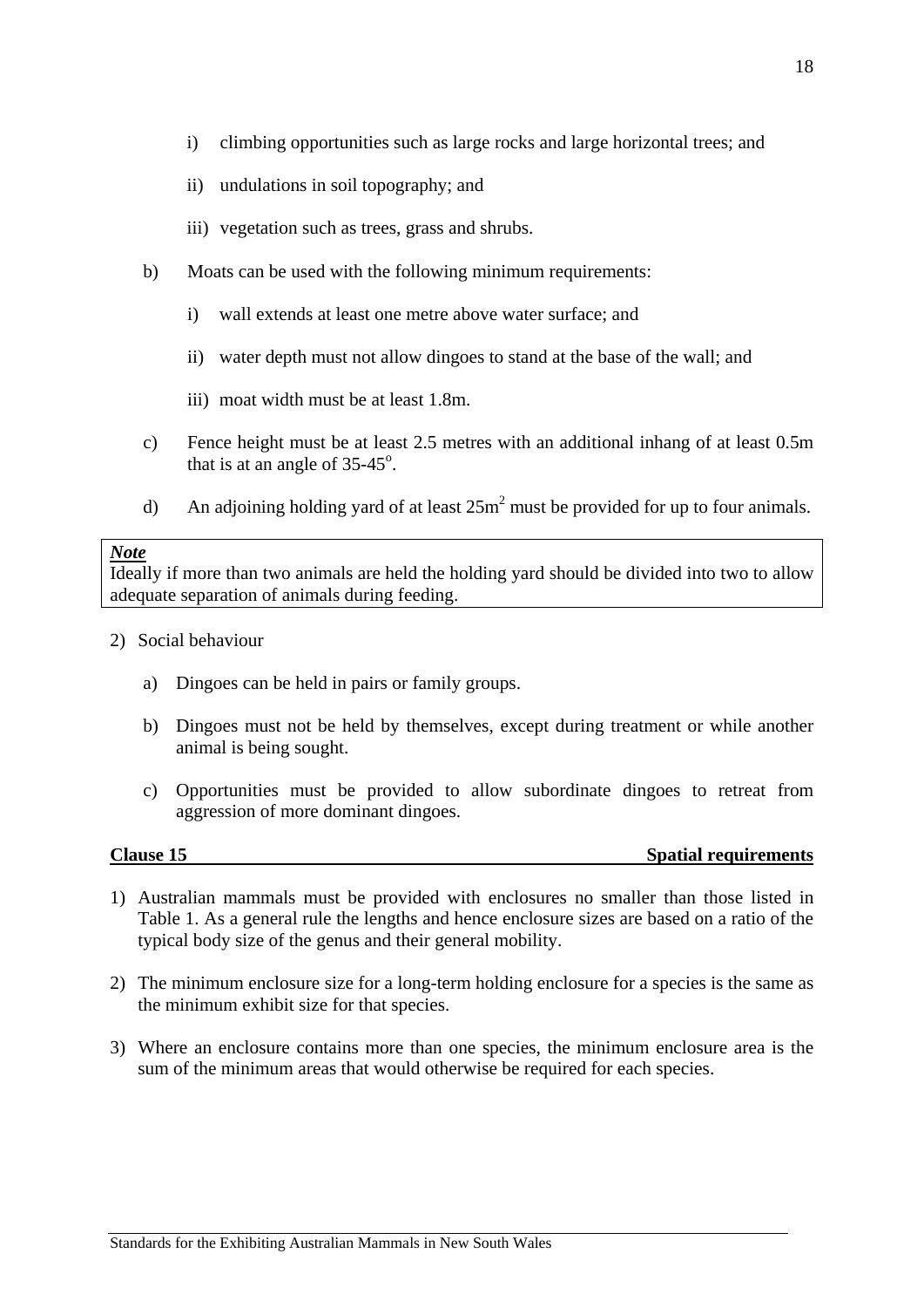i) climbing opportunities such as large rocks and large horizontal trees; and

   ii) undulations in soil topography; and

   iii) vegetation such as trees, grass and shrubs.

b) Moats can be used with the following minimum requirements:

   i) wall extends at least one metre above water surface; and

   ii) water depth must not allow dingoes to stand at the base of the wall; and

   iii) moat width must be at least 1.8m.

c) Fence height must be at least 2.5 metres with an additional inhang of at least 0.5m that is at an angle of 35-45°.

d) An adjoining holding yard of at least $25m^2$ must be provided for up to four animals.

> ***Note***
> Ideally if more than two animals are held the holding yard should be divided into two to allow adequate separation of animals during feeding.

2) Social behaviour

   a) Dingoes can be held in pairs or family groups.

   b) Dingoes must not be held by themselves, except during treatment or while another animal is being sought.

   c) Opportunities must be provided to allow subordinate dingoes to retreat from aggression of more dominant dingoes.

**Clause 15 — Spatial requirements**

1) Australian mammals must be provided with enclosures no smaller than those listed in Table 1. As a general rule the lengths and hence enclosure sizes are based on a ratio of the typical body size of the genus and their general mobility.

2) The minimum enclosure size for a long-term holding enclosure for a species is the same as the minimum exhibit size for that species.

3) Where an enclosure contains more than one species, the minimum enclosure area is the sum of the minimum areas that would otherwise be required for each species.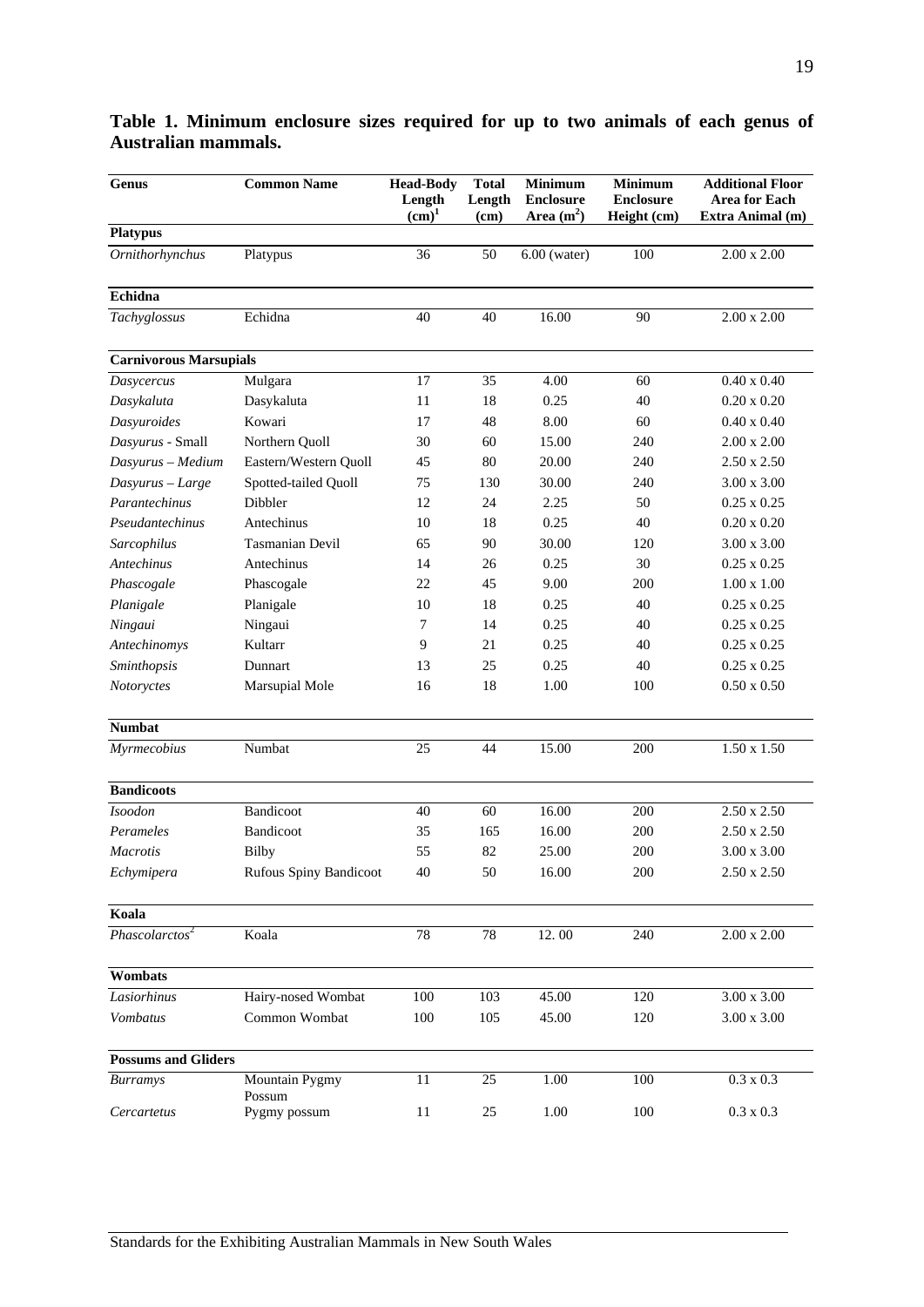**Table 1. Minimum enclosure sizes required for up to two animals of each genus of Australian mammals.**

| Genus | Common Name | Head-Body Length (cm)[1] | Total Length (cm) | Minimum Enclosure Area ($m^2$) | Minimum Enclosure Height (cm) | Additional Floor Area for Each Extra Animal (m) |
|---|---|---|---|---|---|---|
| **Platypus** | | | | | | |
| *Ornithorhynchus* | Platypus | 36 | 50 | 6.00 (water) | 100 | 2.00 x 2.00 |
| **Echidna** | | | | | | |
| *Tachyglossus* | Echidna | 40 | 40 | 16.00 | 90 | 2.00 x 2.00 |
| **Carnivorous Marsupials** | | | | | | |
| *Dasycercus* | Mulgara | 17 | 35 | 4.00 | 60 | 0.40 x 0.40 |
| *Dasykaluta* | Dasykaluta | 11 | 18 | 0.25 | 40 | 0.20 x 0.20 |
| *Dasyuroides* | Kowari | 17 | 48 | 8.00 | 60 | 0.40 x 0.40 |
| *Dasyurus* - Small | Northern Quoll | 30 | 60 | 15.00 | 240 | 2.00 x 2.00 |
| *Dasyurus – Medium* | Eastern/Western Quoll | 45 | 80 | 20.00 | 240 | 2.50 x 2.50 |
| *Dasyurus – Large* | Spotted-tailed Quoll | 75 | 130 | 30.00 | 240 | 3.00 x 3.00 |
| *Parantechinus* | Dibbler | 12 | 24 | 2.25 | 50 | 0.25 x 0.25 |
| *Pseudantechinus* | Antechinus | 10 | 18 | 0.25 | 40 | 0.20 x 0.20 |
| *Sarcophilus* | Tasmanian Devil | 65 | 90 | 30.00 | 120 | 3.00 x 3.00 |
| *Antechinus* | Antechinus | 14 | 26 | 0.25 | 30 | 0.25 x 0.25 |
| *Phascogale* | Phascogale | 22 | 45 | 9.00 | 200 | 1.00 x 1.00 |
| *Planigale* | Planigale | 10 | 18 | 0.25 | 40 | 0.25 x 0.25 |
| *Ningaui* | Ningaui | 7 | 14 | 0.25 | 40 | 0.25 x 0.25 |
| *Antechinomys* | Kultarr | 9 | 21 | 0.25 | 40 | 0.25 x 0.25 |
| *Sminthopsis* | Dunnart | 13 | 25 | 0.25 | 40 | 0.25 x 0.25 |
| *Notoryctes* | Marsupial Mole | 16 | 18 | 1.00 | 100 | 0.50 x 0.50 |
| **Numbat** | | | | | | |
| *Myrmecobius* | Numbat | 25 | 44 | 15.00 | 200 | 1.50 x 1.50 |
| **Bandicoots** | | | | | | |
| *Isoodon* | Bandicoot | 40 | 60 | 16.00 | 200 | 2.50 x 2.50 |
| *Perameles* | Bandicoot | 35 | 165 | 16.00 | 200 | 2.50 x 2.50 |
| *Macrotis* | Bilby | 55 | 82 | 25.00 | 200 | 3.00 x 3.00 |
| *Echymipera* | Rufous Spiny Bandicoot | 40 | 50 | 16.00 | 200 | 2.50 x 2.50 |
| **Koala** | | | | | | |
| *Phascolarctos*[2] | Koala | 78 | 78 | 12. 00 | 240 | 2.00 x 2.00 |
| **Wombats** | | | | | | |
| *Lasiorhinus* | Hairy-nosed Wombat | 100 | 103 | 45.00 | 120 | 3.00 x 3.00 |
| *Vombatus* | Common Wombat | 100 | 105 | 45.00 | 120 | 3.00 x 3.00 |
| **Possums and Gliders** | | | | | | |
| *Burramys* | Mountain Pygmy Possum | 11 | 25 | 1.00 | 100 | 0.3 x 0.3 |
| *Cercartetus* | Pygmy possum | 11 | 25 | 1.00 | 100 | 0.3 x 0.3 |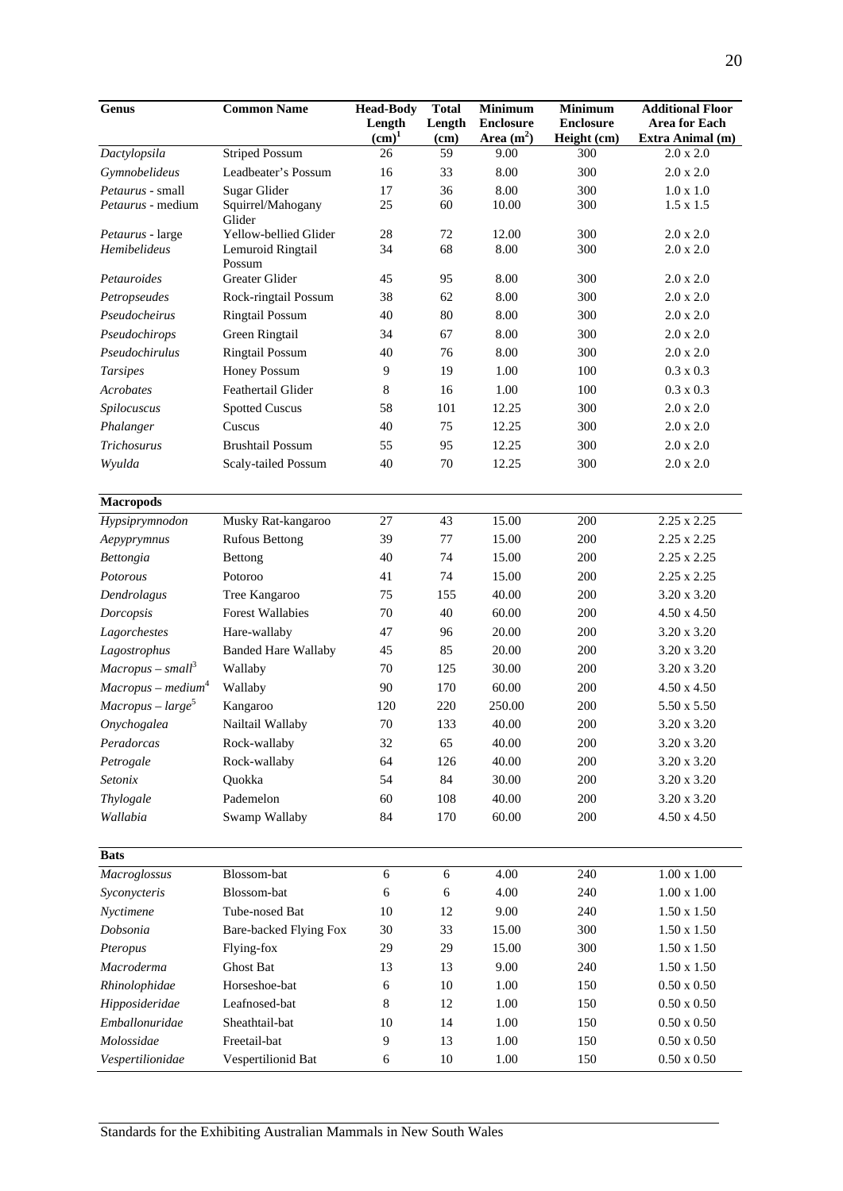| Genus | Common Name | Head-Body Length (cm)[1] | Total Length (cm) | Minimum Enclosure Area ($m^2$) | Minimum Enclosure Height (cm) | Additional Floor Area for Each Extra Animal (m) |
|---|---|---|---|---|---|---|
| *Dactylopsila* | Striped Possum | 26 | 59 | 9.00 | 300 | 2.0 x 2.0 |
| *Gymnobelideus* | Leadbeater's Possum | 16 | 33 | 8.00 | 300 | 2.0 x 2.0 |
| *Petaurus* - small | Sugar Glider | 17 | 36 | 8.00 | 300 | 1.0 x 1.0 |
| *Petaurus* - medium | Squirrel/Mahogany Glider | 25 | 60 | 10.00 | 300 | 1.5 x 1.5 |
| *Petaurus* - large | Yellow-bellied Glider | 28 | 72 | 12.00 | 300 | 2.0 x 2.0 |
| *Hemibelideus* | Lemuroid Ringtail Possum | 34 | 68 | 8.00 | 300 | 2.0 x 2.0 |
| *Petauroides* | Greater Glider | 45 | 95 | 8.00 | 300 | 2.0 x 2.0 |
| *Petropseudes* | Rock-ringtail Possum | 38 | 62 | 8.00 | 300 | 2.0 x 2.0 |
| *Pseudocheirus* | Ringtail Possum | 40 | 80 | 8.00 | 300 | 2.0 x 2.0 |
| *Pseudochirops* | Green Ringtail | 34 | 67 | 8.00 | 300 | 2.0 x 2.0 |
| *Pseudochirulus* | Ringtail Possum | 40 | 76 | 8.00 | 300 | 2.0 x 2.0 |
| *Tarsipes* | Honey Possum | 9 | 19 | 1.00 | 100 | 0.3 x 0.3 |
| *Acrobates* | Feathertail Glider | 8 | 16 | 1.00 | 100 | 0.3 x 0.3 |
| *Spilocuscus* | Spotted Cuscus | 58 | 101 | 12.25 | 300 | 2.0 x 2.0 |
| *Phalanger* | Cuscus | 40 | 75 | 12.25 | 300 | 2.0 x 2.0 |
| *Trichosurus* | Brushtail Possum | 55 | 95 | 12.25 | 300 | 2.0 x 2.0 |
| *Wyulda* | Scaly-tailed Possum | 40 | 70 | 12.25 | 300 | 2.0 x 2.0 |
| **Macropods** | | | | | | |
| *Hypsiprymnodon* | Musky Rat-kangaroo | 27 | 43 | 15.00 | 200 | 2.25 x 2.25 |
| *Aepyprymnus* | Rufous Bettong | 39 | 77 | 15.00 | 200 | 2.25 x 2.25 |
| *Bettongia* | Bettong | 40 | 74 | 15.00 | 200 | 2.25 x 2.25 |
| *Potorous* | Potoroo | 41 | 74 | 15.00 | 200 | 2.25 x 2.25 |
| *Dendrolagus* | Tree Kangaroo | 75 | 155 | 40.00 | 200 | 3.20 x 3.20 |
| *Dorcopsis* | Forest Wallabies | 70 | 40 | 60.00 | 200 | 4.50 x 4.50 |
| *Lagorchestes* | Hare-wallaby | 47 | 96 | 20.00 | 200 | 3.20 x 3.20 |
| *Lagostrophus* | Banded Hare Wallaby | 45 | 85 | 20.00 | 200 | 3.20 x 3.20 |
| *Macropus – small*[3] | Wallaby | 70 | 125 | 30.00 | 200 | 3.20 x 3.20 |
| *Macropus – medium*[4] | Wallaby | 90 | 170 | 60.00 | 200 | 4.50 x 4.50 |
| *Macropus – large*[5] | Kangaroo | 120 | 220 | 250.00 | 200 | 5.50 x 5.50 |
| *Onychogalea* | Nailtail Wallaby | 70 | 133 | 40.00 | 200 | 3.20 x 3.20 |
| *Peradorcas* | Rock-wallaby | 32 | 65 | 40.00 | 200 | 3.20 x 3.20 |
| *Petrogale* | Rock-wallaby | 64 | 126 | 40.00 | 200 | 3.20 x 3.20 |
| *Setonix* | Quokka | 54 | 84 | 30.00 | 200 | 3.20 x 3.20 |
| *Thylogale* | Pademelon | 60 | 108 | 40.00 | 200 | 3.20 x 3.20 |
| *Wallabia* | Swamp Wallaby | 84 | 170 | 60.00 | 200 | 4.50 x 4.50 |
| **Bats** | | | | | | |
| *Macroglossus* | Blossom-bat | 6 | 6 | 4.00 | 240 | 1.00 x 1.00 |
| *Syconycteris* | Blossom-bat | 6 | 6 | 4.00 | 240 | 1.00 x 1.00 |
| *Nyctimene* | Tube-nosed Bat | 10 | 12 | 9.00 | 240 | 1.50 x 1.50 |
| *Dobsonia* | Bare-backed Flying Fox | 30 | 33 | 15.00 | 300 | 1.50 x 1.50 |
| *Pteropus* | Flying-fox | 29 | 29 | 15.00 | 300 | 1.50 x 1.50 |
| *Macroderma* | Ghost Bat | 13 | 13 | 9.00 | 240 | 1.50 x 1.50 |
| *Rhinolophidae* | Horseshoe-bat | 6 | 10 | 1.00 | 150 | 0.50 x 0.50 |
| *Hipposideridae* | Leafnosed-bat | 8 | 12 | 1.00 | 150 | 0.50 x 0.50 |
| *Emballonuridae* | Sheathtail-bat | 10 | 14 | 1.00 | 150 | 0.50 x 0.50 |
| *Molossidae* | Freetail-bat | 9 | 13 | 1.00 | 150 | 0.50 x 0.50 |
| *Vespertilionidae* | Vespertilionid Bat | 6 | 10 | 1.00 | 150 | 0.50 x 0.50 |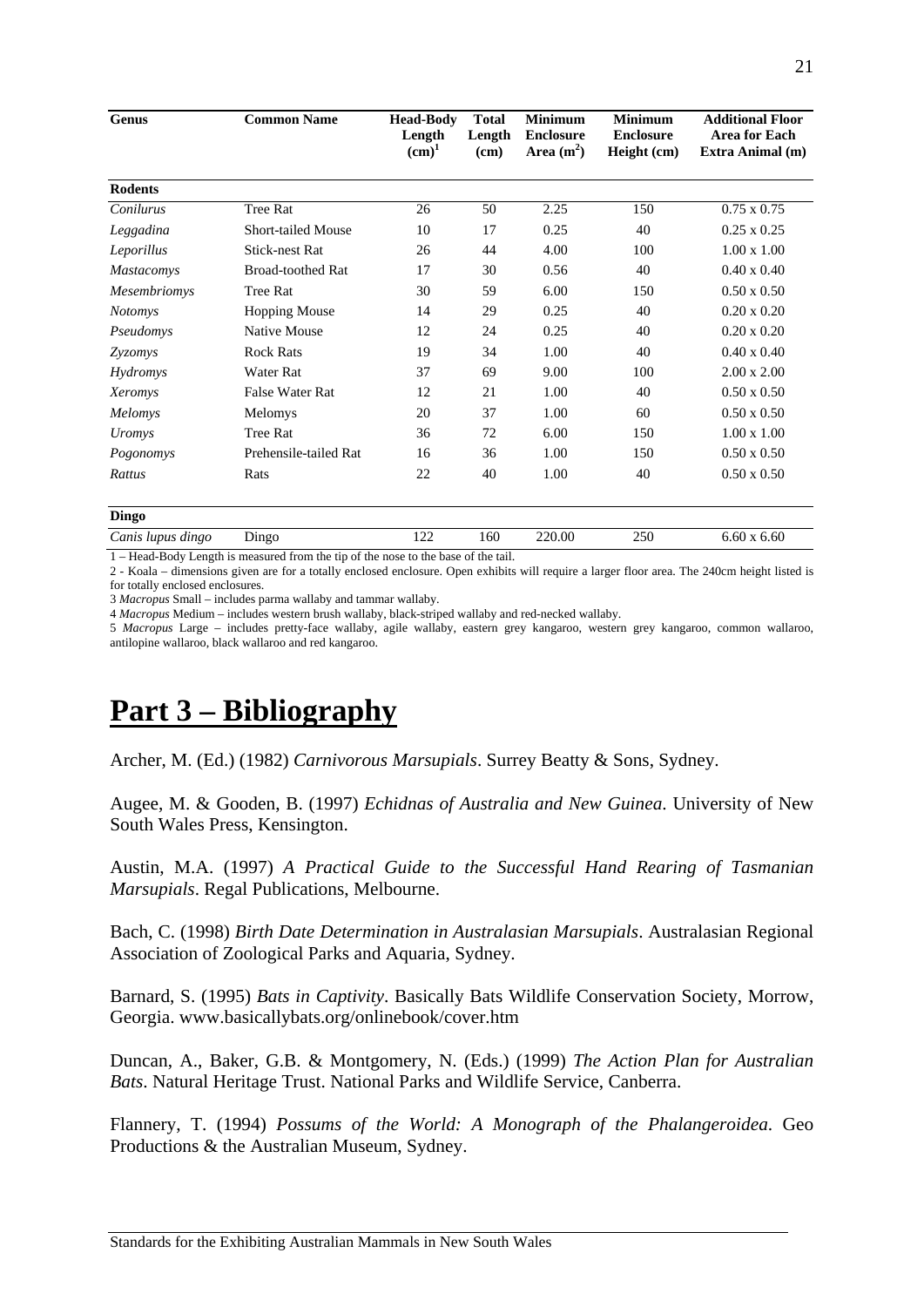| Genus | Common Name | Head-Body Length (cm)[1] | Total Length (cm) | Minimum Enclosure Area ($m^2$) | Minimum Enclosure Height (cm) | Additional Floor Area for Each Extra Animal (m) |
|---|---|---|---|---|---|---|
| **Rodents** | | | | | | |
| *Conilurus* | Tree Rat | 26 | 50 | 2.25 | 150 | 0.75 x 0.75 |
| *Leggadina* | Short-tailed Mouse | 10 | 17 | 0.25 | 40 | 0.25 x 0.25 |
| *Leporillus* | Stick-nest Rat | 26 | 44 | 4.00 | 100 | 1.00 x 1.00 |
| *Mastacomys* | Broad-toothed Rat | 17 | 30 | 0.56 | 40 | 0.40 x 0.40 |
| *Mesembriomys* | Tree Rat | 30 | 59 | 6.00 | 150 | 0.50 x 0.50 |
| *Notomys* | Hopping Mouse | 14 | 29 | 0.25 | 40 | 0.20 x 0.20 |
| *Pseudomys* | Native Mouse | 12 | 24 | 0.25 | 40 | 0.20 x 0.20 |
| *Zyzomys* | Rock Rats | 19 | 34 | 1.00 | 40 | 0.40 x 0.40 |
| *Hydromys* | Water Rat | 37 | 69 | 9.00 | 100 | 2.00 x 2.00 |
| *Xeromys* | False Water Rat | 12 | 21 | 1.00 | 40 | 0.50 x 0.50 |
| *Melomys* | Melomys | 20 | 37 | 1.00 | 60 | 0.50 x 0.50 |
| *Uromys* | Tree Rat | 36 | 72 | 6.00 | 150 | 1.00 x 1.00 |
| *Pogonomys* | Prehensile-tailed Rat | 16 | 36 | 1.00 | 150 | 0.50 x 0.50 |
| *Rattus* | Rats | 22 | 40 | 1.00 | 40 | 0.50 x 0.50 |
| **Dingo** | | | | | | |
| *Canis lupus dingo* | Dingo | 122 | 160 | 220.00 | 250 | 6.60 x 6.60 |

1 – Head-Body Length is measured from the tip of the nose to the base of the tail.

2 - Koala – dimensions given are for a totally enclosed enclosure. Open exhibits will require a larger floor area. The 240cm height listed is for totally enclosed enclosures.

3 *Macropus* Small – includes parma wallaby and tammar wallaby.

4 *Macropus* Medium – includes western brush wallaby, black-striped wallaby and red-necked wallaby.

5 *Macropus* Large – includes pretty-face wallaby, agile wallaby, eastern grey kangaroo, western grey kangaroo, common wallaroo, antilopine wallaroo, black wallaroo and red kangaroo.

# Part 3 – Bibliography

Archer, M. (Ed.) (1982) *Carnivorous Marsupials*. Surrey Beatty & Sons, Sydney.

Augee, M. & Gooden, B. (1997) *Echidnas of Australia and New Guinea*. University of New South Wales Press, Kensington.

Austin, M.A. (1997) *A Practical Guide to the Successful Hand Rearing of Tasmanian Marsupials*. Regal Publications, Melbourne.

Bach, C. (1998) *Birth Date Determination in Australasian Marsupials*. Australasian Regional Association of Zoological Parks and Aquaria, Sydney.

Barnard, S. (1995) *Bats in Captivity*. Basically Bats Wildlife Conservation Society, Morrow, Georgia. www.basicallybats.org/onlinebook/cover.htm

Duncan, A., Baker, G.B. & Montgomery, N. (Eds.) (1999) *The Action Plan for Australian Bats*. Natural Heritage Trust. National Parks and Wildlife Service, Canberra.

Flannery, T. (1994) *Possums of the World: A Monograph of the Phalangeroidea*. Geo Productions & the Australian Museum, Sydney.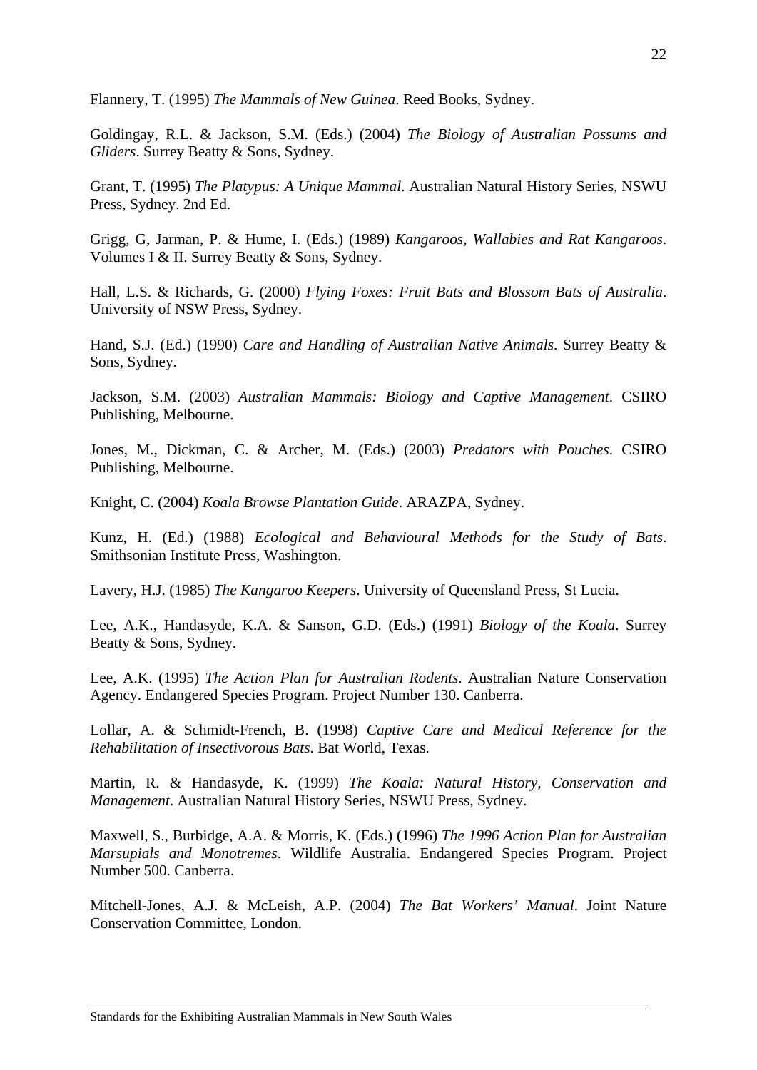Flannery, T. (1995) *The Mammals of New Guinea*. Reed Books, Sydney.

Goldingay, R.L. & Jackson, S.M. (Eds.) (2004) *The Biology of Australian Possums and Gliders*. Surrey Beatty & Sons, Sydney.

Grant, T. (1995) *The Platypus: A Unique Mammal*. Australian Natural History Series, NSWU Press, Sydney. 2nd Ed.

Grigg, G, Jarman, P. & Hume, I. (Eds.) (1989) *Kangaroos, Wallabies and Rat Kangaroos*. Volumes I & II. Surrey Beatty & Sons, Sydney.

Hall, L.S. & Richards, G. (2000) *Flying Foxes: Fruit Bats and Blossom Bats of Australia*. University of NSW Press, Sydney.

Hand, S.J. (Ed.) (1990) *Care and Handling of Australian Native Animals*. Surrey Beatty & Sons, Sydney.

Jackson, S.M. (2003) *Australian Mammals: Biology and Captive Management*. CSIRO Publishing, Melbourne.

Jones, M., Dickman, C. & Archer, M. (Eds.) (2003) *Predators with Pouches*. CSIRO Publishing, Melbourne.

Knight, C. (2004) *Koala Browse Plantation Guide*. ARAZPA, Sydney.

Kunz, H. (Ed.) (1988) *Ecological and Behavioural Methods for the Study of Bats*. Smithsonian Institute Press, Washington.

Lavery, H.J. (1985) *The Kangaroo Keepers*. University of Queensland Press, St Lucia.

Lee, A.K., Handasyde, K.A. & Sanson, G.D. (Eds.) (1991) *Biology of the Koala*. Surrey Beatty & Sons, Sydney.

Lee, A.K. (1995) *The Action Plan for Australian Rodents*. Australian Nature Conservation Agency. Endangered Species Program. Project Number 130. Canberra.

Lollar, A. & Schmidt-French, B. (1998) *Captive Care and Medical Reference for the Rehabilitation of Insectivorous Bats*. Bat World, Texas.

Martin, R. & Handasyde, K. (1999) *The Koala: Natural History, Conservation and Management*. Australian Natural History Series, NSWU Press, Sydney.

Maxwell, S., Burbidge, A.A. & Morris, K. (Eds.) (1996) *The 1996 Action Plan for Australian Marsupials and Monotremes*. Wildlife Australia. Endangered Species Program. Project Number 500. Canberra.

Mitchell-Jones, A.J. & McLeish, A.P. (2004) *The Bat Workers' Manual*. Joint Nature Conservation Committee, London.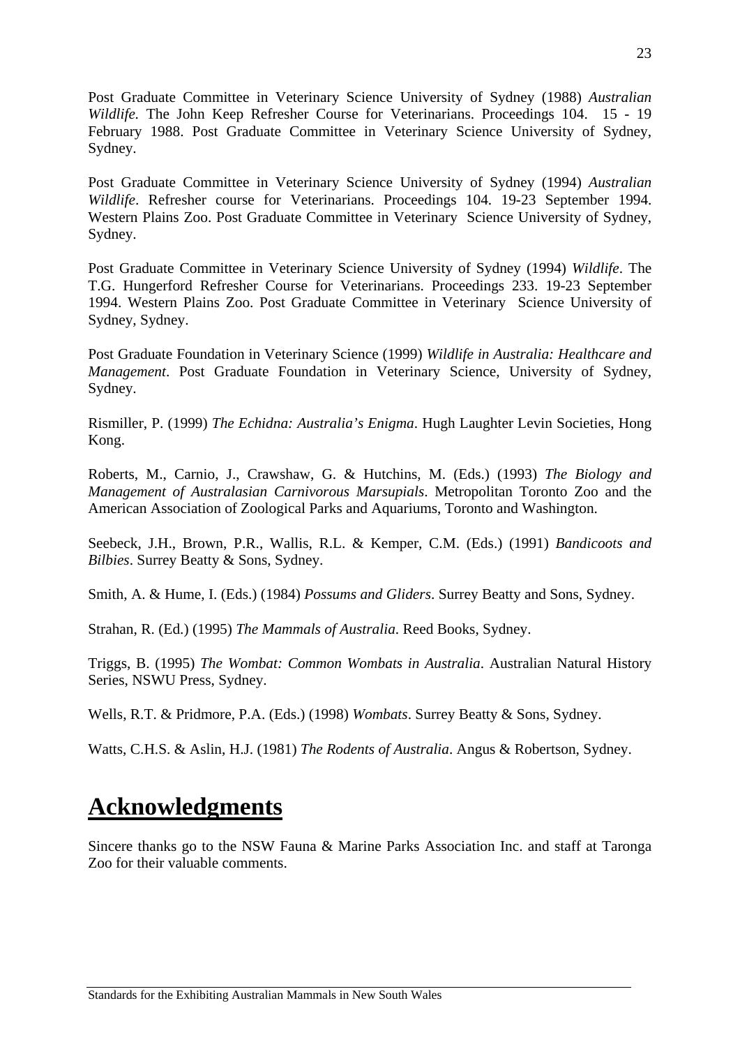Post Graduate Committee in Veterinary Science University of Sydney (1988) *Australian Wildlife*. The John Keep Refresher Course for Veterinarians. Proceedings 104. 15 - 19 February 1988. Post Graduate Committee in Veterinary Science University of Sydney, Sydney.

Post Graduate Committee in Veterinary Science University of Sydney (1994) *Australian Wildlife*. Refresher course for Veterinarians. Proceedings 104. 19-23 September 1994. Western Plains Zoo. Post Graduate Committee in Veterinary Science University of Sydney, Sydney.

Post Graduate Committee in Veterinary Science University of Sydney (1994) *Wildlife*. The T.G. Hungerford Refresher Course for Veterinarians. Proceedings 233. 19-23 September 1994. Western Plains Zoo. Post Graduate Committee in Veterinary Science University of Sydney, Sydney.

Post Graduate Foundation in Veterinary Science (1999) *Wildlife in Australia: Healthcare and Management*. Post Graduate Foundation in Veterinary Science, University of Sydney, Sydney.

Rismiller, P. (1999) *The Echidna: Australia's Enigma*. Hugh Laughter Levin Societies, Hong Kong.

Roberts, M., Carnio, J., Crawshaw, G. & Hutchins, M. (Eds.) (1993) *The Biology and Management of Australasian Carnivorous Marsupials*. Metropolitan Toronto Zoo and the American Association of Zoological Parks and Aquariums, Toronto and Washington.

Seebeck, J.H., Brown, P.R., Wallis, R.L. & Kemper, C.M. (Eds.) (1991) *Bandicoots and Bilbies*. Surrey Beatty & Sons, Sydney.

Smith, A. & Hume, I. (Eds.) (1984) *Possums and Gliders*. Surrey Beatty and Sons, Sydney.

Strahan, R. (Ed.) (1995) *The Mammals of Australia*. Reed Books, Sydney.

Triggs, B. (1995) *The Wombat: Common Wombats in Australia*. Australian Natural History Series, NSWU Press, Sydney.

Wells, R.T. & Pridmore, P.A. (Eds.) (1998) *Wombats*. Surrey Beatty & Sons, Sydney.

Watts, C.H.S. & Aslin, H.J. (1981) *The Rodents of Australia*. Angus & Robertson, Sydney.

# Acknowledgments

Sincere thanks go to the NSW Fauna & Marine Parks Association Inc. and staff at Taronga Zoo for their valuable comments.